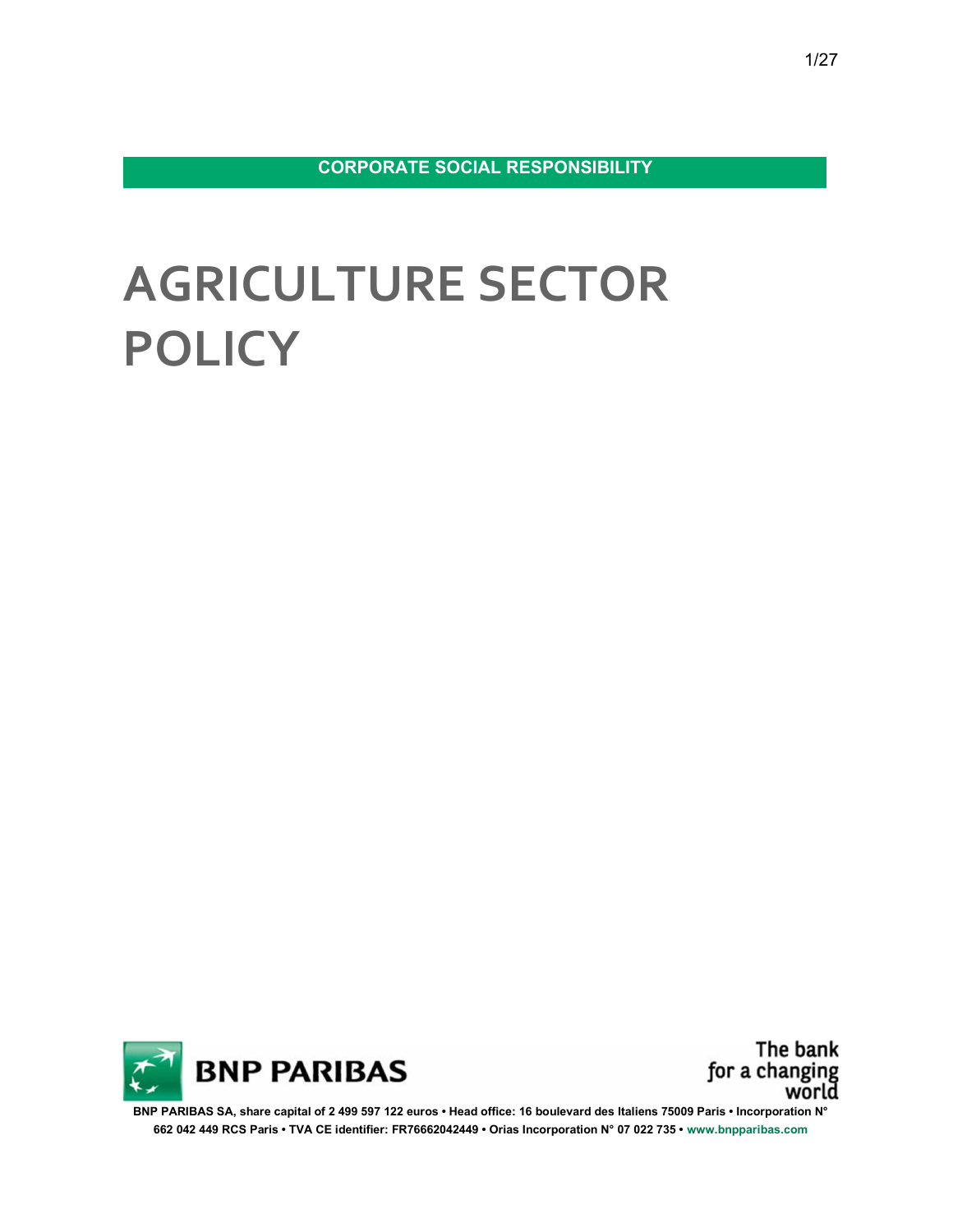**CORPORATE SOCIAL RESPONSIBILITY**

# AGRICULTURE SECTOR POLICY

BNP PARIBAS

The bank for a changing world

BNP PARIBAS SA, share capital of 2 499 597 122 euros • Head office: 16 boulevard des Italiens 75009 Paris • Incorporation N° 662 042 449 RCS Paris • TVA CE identifier: FR76662042449 • Orias Incorporation N° 07 022 735 • www.bnpparibas.com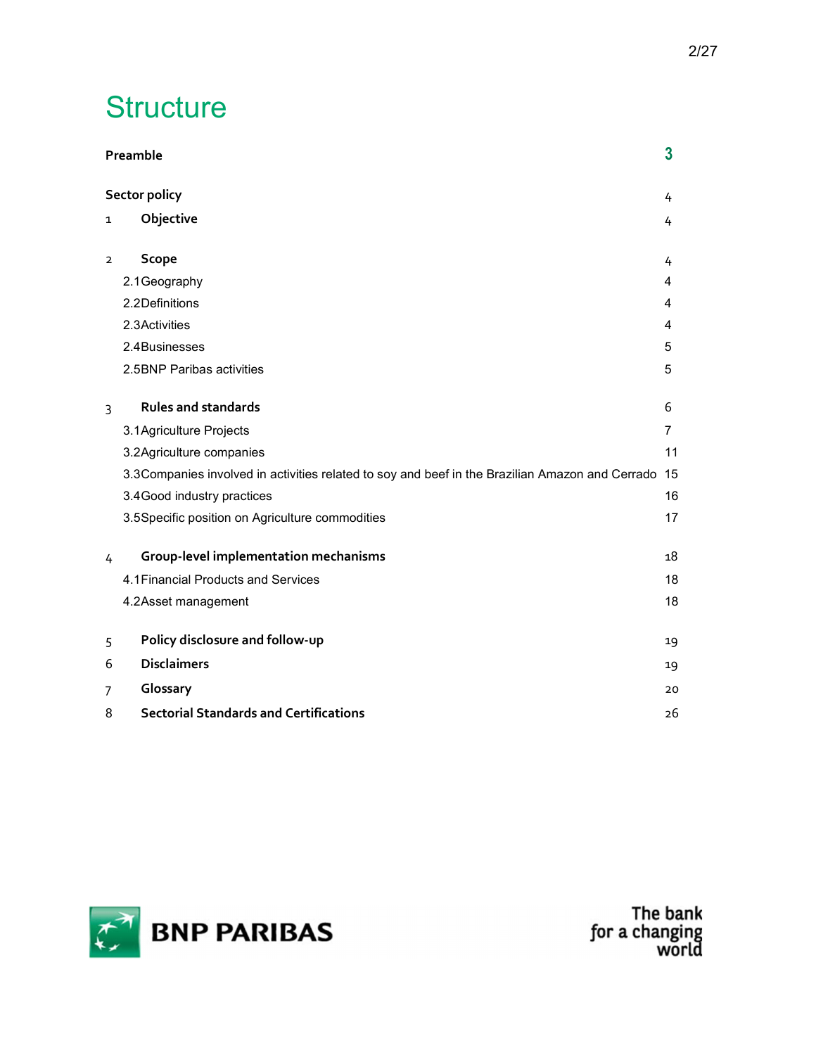# Structure

| | |
|---|---|
| **Preamble** | 3 |
| **Sector policy** | 4 |
| 1 **Objective** | 4 |
| 2 **Scope** | 4 |
| 2.1 Geography | 4 |
| 2.2 Definitions | 4 |
| 2.3 Activities | 4 |
| 2.4 Businesses | 5 |
| 2.5 BNP Paribas activities | 5 |
| 3 **Rules and standards** | 6 |
| 3.1 Agriculture Projects | 7 |
| 3.2 Agriculture companies | 11 |
| 3.3 Companies involved in activities related to soy and beef in the Brazilian Amazon and Cerrado | 15 |
| 3.4 Good industry practices | 16 |
| 3.5 Specific position on Agriculture commodities | 17 |
| 4 **Group-level implementation mechanisms** | 18 |
| 4.1 Financial Products and Services | 18 |
| 4.2 Asset management | 18 |
| 5 **Policy disclosure and follow-up** | 19 |
| 6 **Disclaimers** | 19 |
| 7 **Glossary** | 20 |
| 8 **Sectorial Standards and Certifications** | 26 |

BNP PARIBAS

The bank for a changing world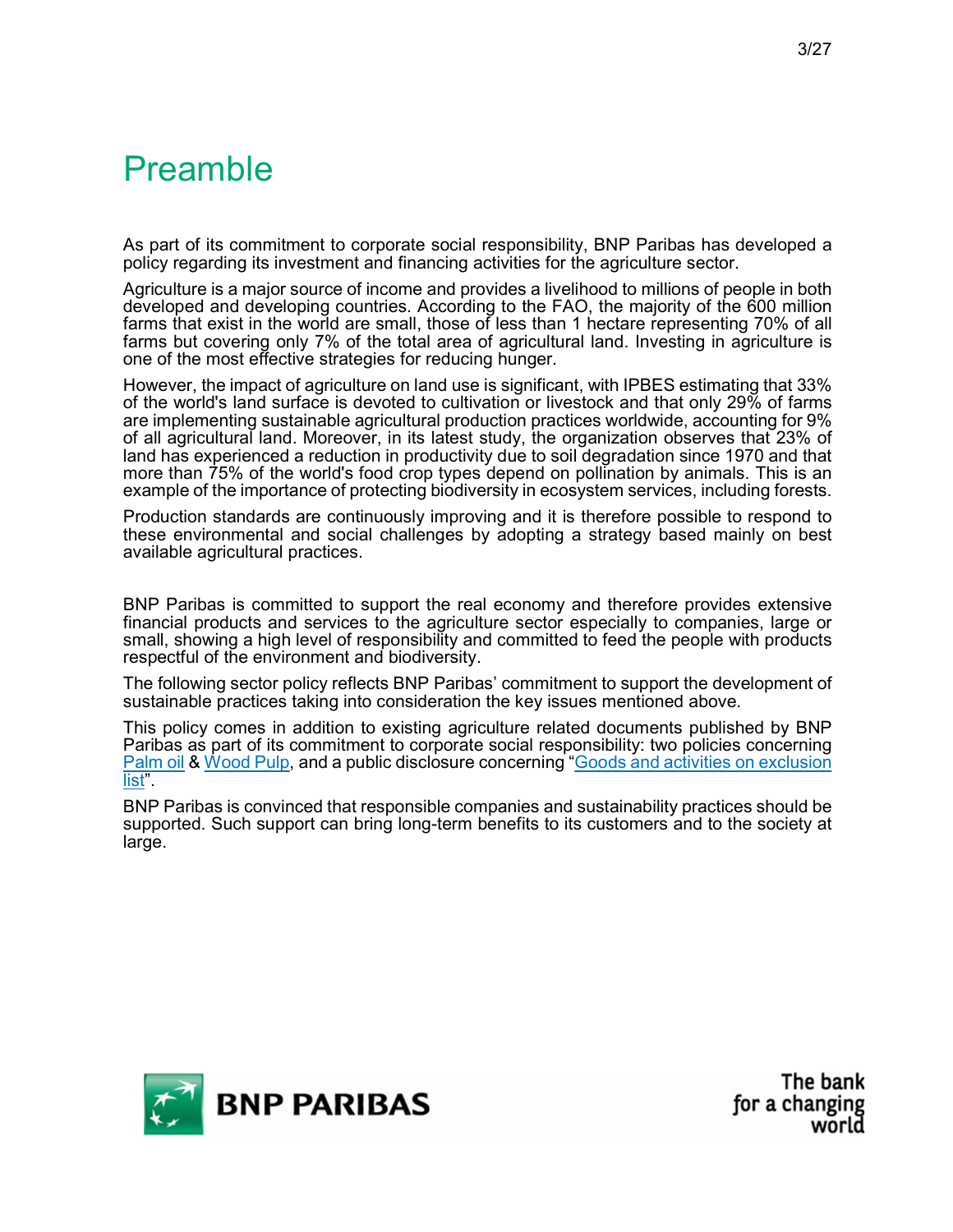# Preamble

As part of its commitment to corporate social responsibility, BNP Paribas has developed a policy regarding its investment and financing activities for the agriculture sector.

Agriculture is a major source of income and provides a livelihood to millions of people in both developed and developing countries. According to the FAO, the majority of the 600 million farms that exist in the world are small, those of less than 1 hectare representing 70% of all farms but covering only 7% of the total area of agricultural land. Investing in agriculture is one of the most effective strategies for reducing hunger.

However, the impact of agriculture on land use is significant, with IPBES estimating that 33% of the world's land surface is devoted to cultivation or livestock and that only 29% of farms are implementing sustainable agricultural production practices worldwide, accounting for 9% of all agricultural land. Moreover, in its latest study, the organization observes that 23% of land has experienced a reduction in productivity due to soil degradation since 1970 and that more than 75% of the world's food crop types depend on pollination by animals. This is an example of the importance of protecting biodiversity in ecosystem services, including forests.

Production standards are continuously improving and it is therefore possible to respond to these environmental and social challenges by adopting a strategy based mainly on best available agricultural practices.

BNP Paribas is committed to support the real economy and therefore provides extensive financial products and services to the agriculture sector especially to companies, large or small, showing a high level of responsibility and committed to feed the people with products respectful of the environment and biodiversity.

The following sector policy reflects BNP Paribas' commitment to support the development of sustainable practices taking into consideration the key issues mentioned above.

This policy comes in addition to existing agriculture related documents published by BNP Paribas as part of its commitment to corporate social responsibility: two policies concerning Palm oil & Wood Pulp, and a public disclosure concerning "Goods and activities on exclusion list".

BNP Paribas is convinced that responsible companies and sustainability practices should be supported. Such support can bring long-term benefits to its customers and to the society at large.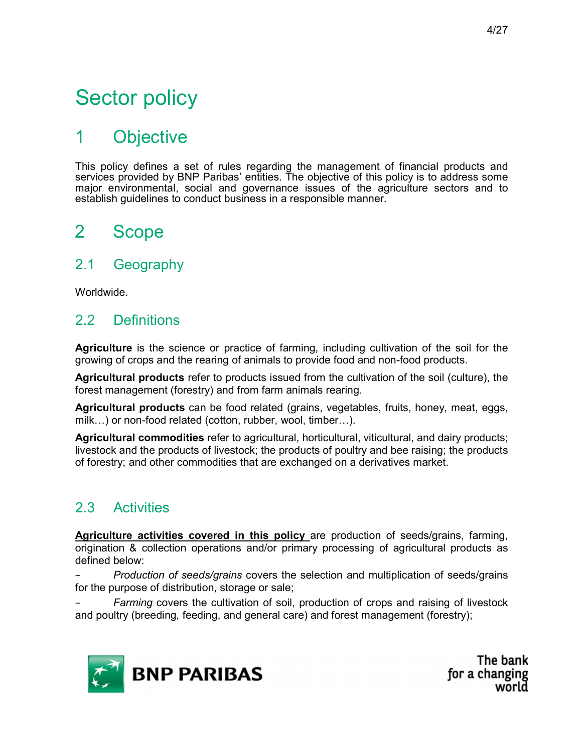# Sector policy

## 1 Objective

This policy defines a set of rules regarding the management of financial products and services provided by BNP Paribas' entities. The objective of this policy is to address some major environmental, social and governance issues of the agriculture sectors and to establish guidelines to conduct business in a responsible manner.

## 2 Scope

### 2.1 Geography

Worldwide.

### 2.2 Definitions

**Agriculture** is the science or practice of farming, including cultivation of the soil for the growing of crops and the rearing of animals to provide food and non-food products.

**Agricultural products** refer to products issued from the cultivation of the soil (culture), the forest management (forestry) and from farm animals rearing.

**Agricultural products** can be food related (grains, vegetables, fruits, honey, meat, eggs, milk…) or non-food related (cotton, rubber, wool, timber…).

**Agricultural commodities** refer to agricultural, horticultural, viticultural, and dairy products; livestock and the products of livestock; the products of poultry and bee raising; the products of forestry; and other commodities that are exchanged on a derivatives market.

### 2.3 Activities

**Agriculture activities covered in this policy** are production of seeds/grains, farming, origination & collection operations and/or primary processing of agricultural products as defined below:

- *Production of seeds/grains* covers the selection and multiplication of seeds/grains for the purpose of distribution, storage or sale;
- *Farming* covers the cultivation of soil, production of crops and raising of livestock and poultry (breeding, feeding, and general care) and forest management (forestry);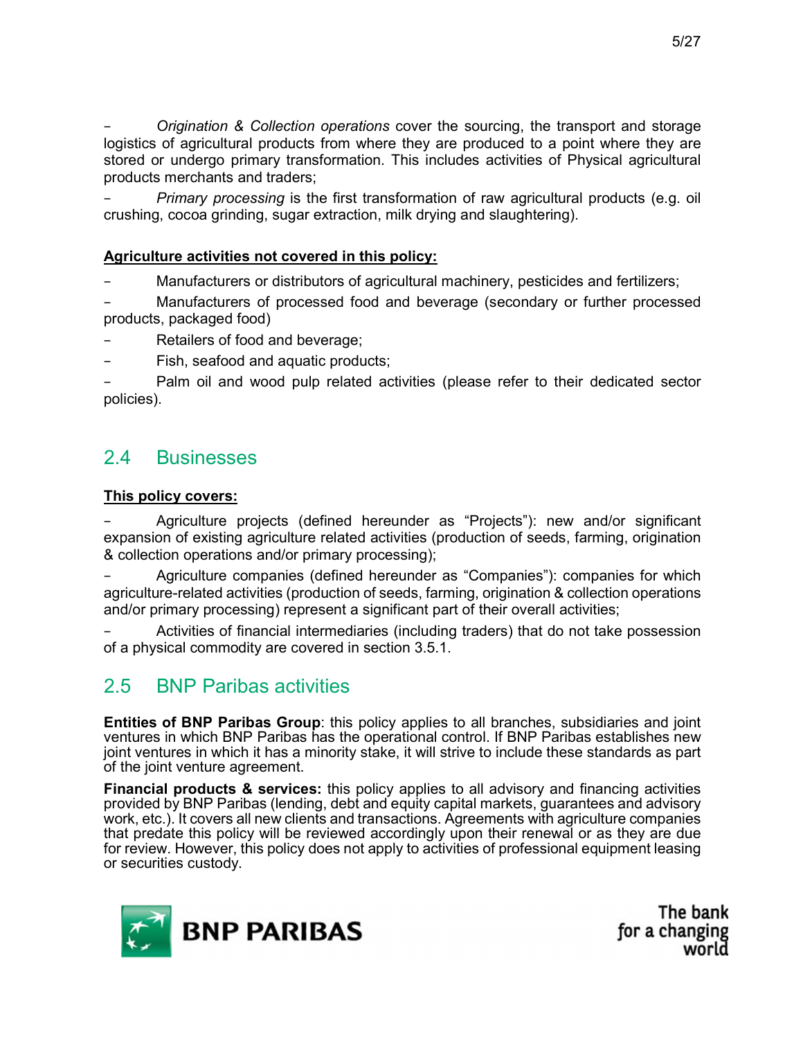- *Origination & Collection operations* cover the sourcing, the transport and storage logistics of agricultural products from where they are produced to a point where they are stored or undergo primary transformation. This includes activities of Physical agricultural products merchants and traders;
- *Primary processing* is the first transformation of raw agricultural products (e.g. oil crushing, cocoa grinding, sugar extraction, milk drying and slaughtering).

**Agriculture activities not covered in this policy:**

- Manufacturers or distributors of agricultural machinery, pesticides and fertilizers;
- Manufacturers of processed food and beverage (secondary or further processed products, packaged food)
- Retailers of food and beverage;
- Fish, seafood and aquatic products;
- Palm oil and wood pulp related activities (please refer to their dedicated sector policies).

## 2.4 Businesses

**This policy covers:**

- Agriculture projects (defined hereunder as "Projects"): new and/or significant expansion of existing agriculture related activities (production of seeds, farming, origination & collection operations and/or primary processing);
- Agriculture companies (defined hereunder as "Companies"): companies for which agriculture-related activities (production of seeds, farming, origination & collection operations and/or primary processing) represent a significant part of their overall activities;
- Activities of financial intermediaries (including traders) that do not take possession of a physical commodity are covered in section 3.5.1.

## 2.5 BNP Paribas activities

**Entities of BNP Paribas Group**: this policy applies to all branches, subsidiaries and joint ventures in which BNP Paribas has the operational control. If BNP Paribas establishes new joint ventures in which it has a minority stake, it will strive to include these standards as part of the joint venture agreement.

**Financial products & services:** this policy applies to all advisory and financing activities provided by BNP Paribas (lending, debt and equity capital markets, guarantees and advisory work, etc.). It covers all new clients and transactions. Agreements with agriculture companies that predate this policy will be reviewed accordingly upon their renewal or as they are due for review. However, this policy does not apply to activities of professional equipment leasing or securities custody.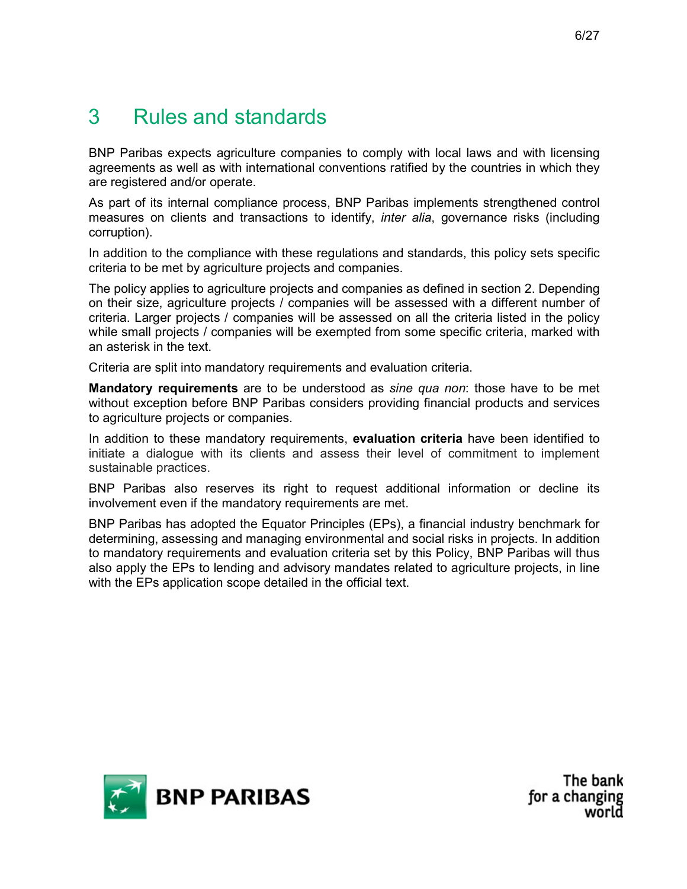# 3 Rules and standards

BNP Paribas expects agriculture companies to comply with local laws and with licensing agreements as well as with international conventions ratified by the countries in which they are registered and/or operate.

As part of its internal compliance process, BNP Paribas implements strengthened control measures on clients and transactions to identify, *inter alia*, governance risks (including corruption).

In addition to the compliance with these regulations and standards, this policy sets specific criteria to be met by agriculture projects and companies.

The policy applies to agriculture projects and companies as defined in section 2. Depending on their size, agriculture projects / companies will be assessed with a different number of criteria. Larger projects / companies will be assessed on all the criteria listed in the policy while small projects / companies will be exempted from some specific criteria, marked with an asterisk in the text.

Criteria are split into mandatory requirements and evaluation criteria.

**Mandatory requirements** are to be understood as *sine qua non*: those have to be met without exception before BNP Paribas considers providing financial products and services to agriculture projects or companies.

In addition to these mandatory requirements, **evaluation criteria** have been identified to initiate a dialogue with its clients and assess their level of commitment to implement sustainable practices.

BNP Paribas also reserves its right to request additional information or decline its involvement even if the mandatory requirements are met.

BNP Paribas has adopted the Equator Principles (EPs), a financial industry benchmark for determining, assessing and managing environmental and social risks in projects. In addition to mandatory requirements and evaluation criteria set by this Policy, BNP Paribas will thus also apply the EPs to lending and advisory mandates related to agriculture projects, in line with the EPs application scope detailed in the official text.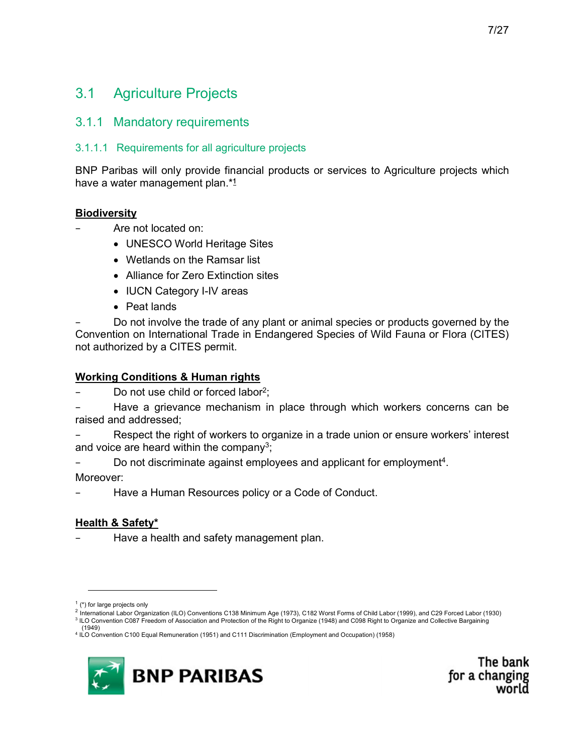# 3.1 Agriculture Projects

## 3.1.1 Mandatory requirements

### 3.1.1.1 Requirements for all agriculture projects

BNP Paribas will only provide financial products or services to Agriculture projects which have a water management plan.*[1]

**Biodiversity**

- Are not located on:
  - UNESCO World Heritage Sites
  - Wetlands on the Ramsar list
  - Alliance for Zero Extinction sites
  - IUCN Category I-IV areas
  - Peat lands
- Do not involve the trade of any plant or animal species or products governed by the Convention on International Trade in Endangered Species of Wild Fauna or Flora (CITES) not authorized by a CITES permit.

**Working Conditions & Human rights**

- Do not use child or forced labor[2];
- Have a grievance mechanism in place through which workers concerns can be raised and addressed;
- Respect the right of workers to organize in a trade union or ensure workers' interest and voice are heard within the company[3];
- Do not discriminate against employees and applicant for employment[4].

Moreover:

- Have a Human Resources policy or a Code of Conduct.

**Health & Safety***

- Have a health and safety management plan.

---

[1] (*) for large projects only

[2] International Labor Organization (ILO) Conventions C138 Minimum Age (1973), C182 Worst Forms of Child Labor (1999), and C29 Forced Labor (1930)

[3] ILO Convention C087 Freedom of Association and Protection of the Right to Organize (1948) and C098 Right to Organize and Collective Bargaining (1949)

[4] ILO Convention C100 Equal Remuneration (1951) and C111 Discrimination (Employment and Occupation) (1958)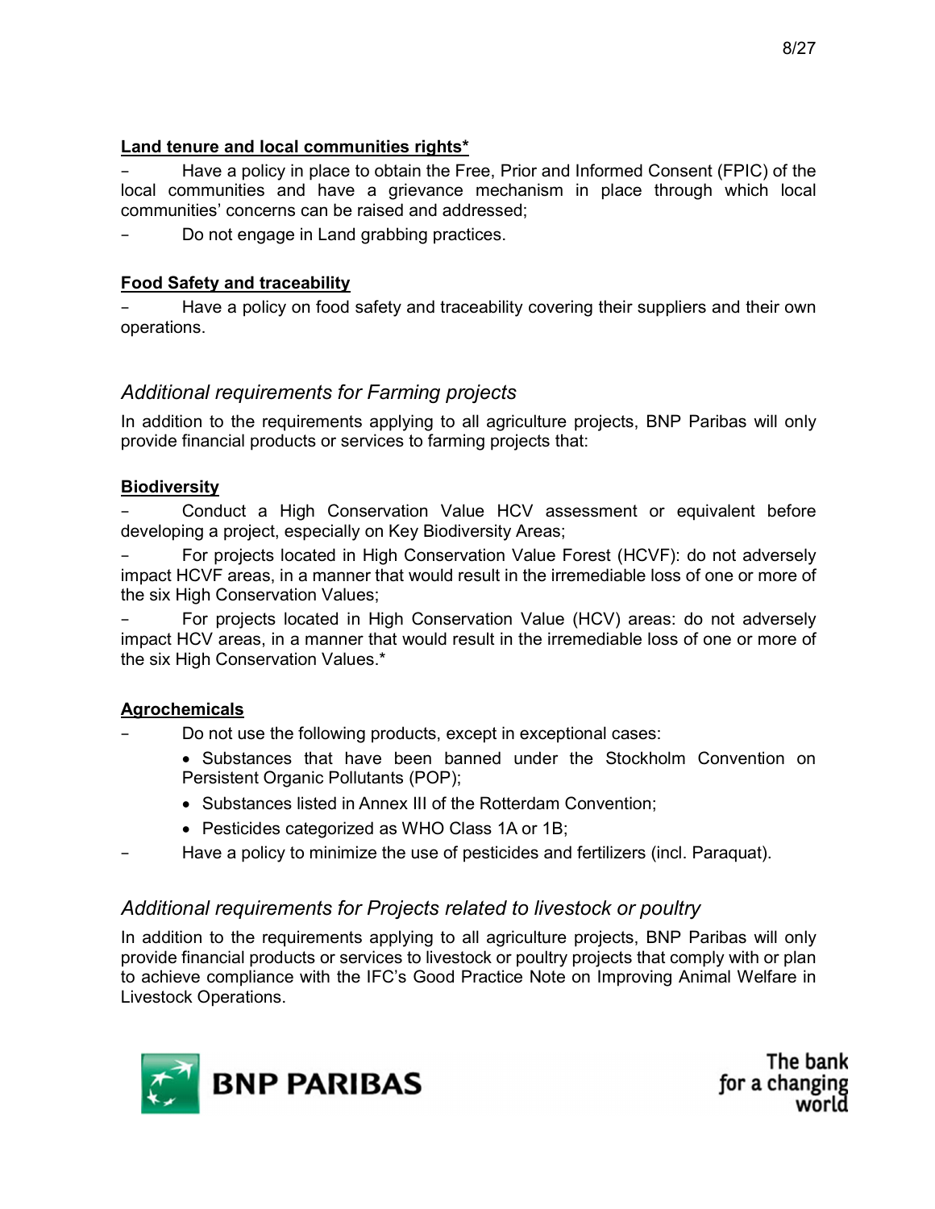**Land tenure and local communities rights***

- Have a policy in place to obtain the Free, Prior and Informed Consent (FPIC) of the local communities and have a grievance mechanism in place through which local communities' concerns can be raised and addressed;
- Do not engage in Land grabbing practices.

**Food Safety and traceability**

- Have a policy on food safety and traceability covering their suppliers and their own operations.

### *Additional requirements for Farming projects*

In addition to the requirements applying to all agriculture projects, BNP Paribas will only provide financial products or services to farming projects that:

**Biodiversity**

- Conduct a High Conservation Value HCV assessment or equivalent before developing a project, especially on Key Biodiversity Areas;
- For projects located in High Conservation Value Forest (HCVF): do not adversely impact HCVF areas, in a manner that would result in the irremediable loss of one or more of the six High Conservation Values;
- For projects located in High Conservation Value (HCV) areas: do not adversely impact HCV areas, in a manner that would result in the irremediable loss of one or more of the six High Conservation Values.*

**Agrochemicals**

- Do not use the following products, except in exceptional cases:
  - Substances that have been banned under the Stockholm Convention on Persistent Organic Pollutants (POP);
  - Substances listed in Annex III of the Rotterdam Convention;
  - Pesticides categorized as WHO Class 1A or 1B;
- Have a policy to minimize the use of pesticides and fertilizers (incl. Paraquat).

### *Additional requirements for Projects related to livestock or poultry*

In addition to the requirements applying to all agriculture projects, BNP Paribas will only provide financial products or services to livestock or poultry projects that comply with or plan to achieve compliance with the IFC's Good Practice Note on Improving Animal Welfare in Livestock Operations.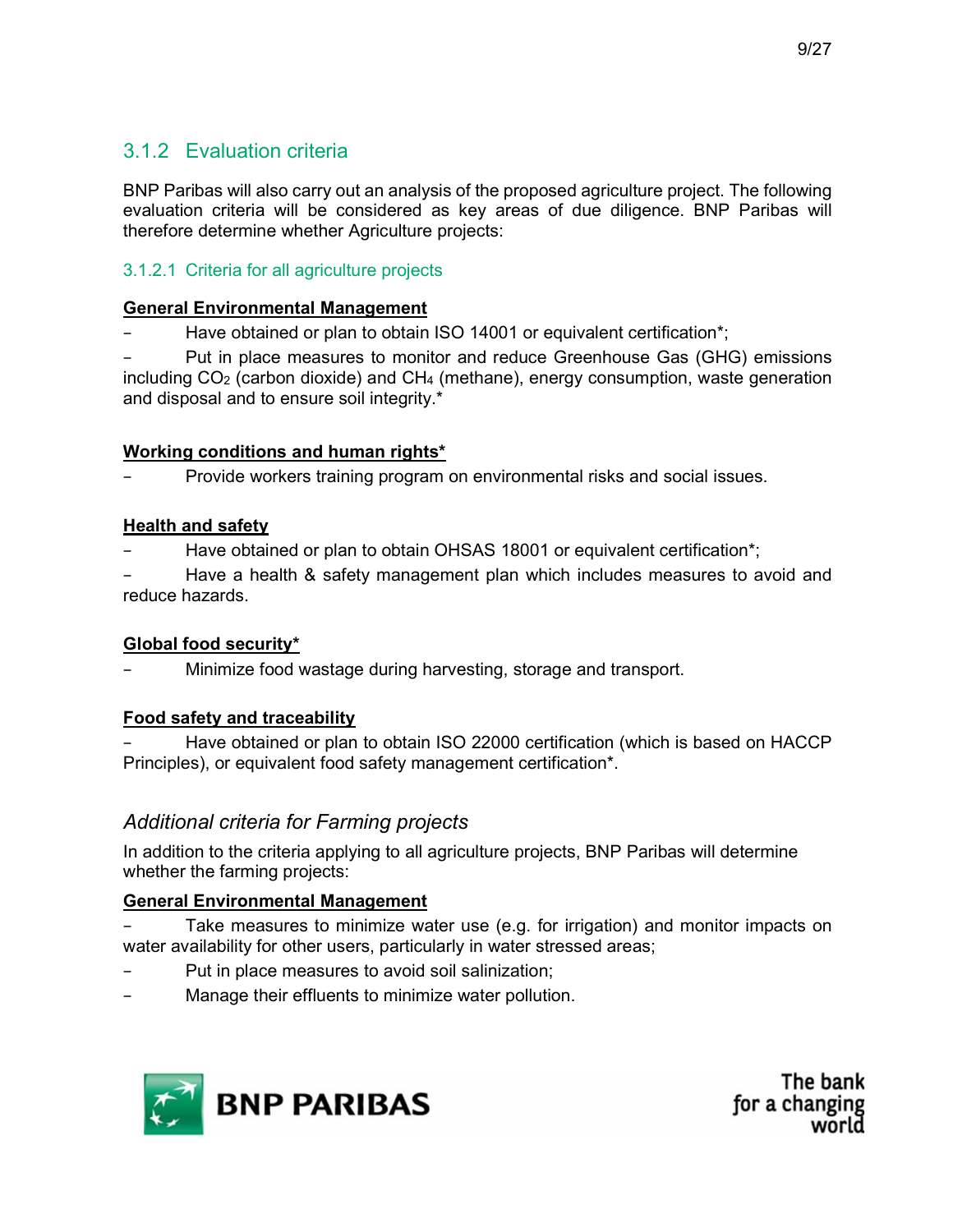### 3.1.2 Evaluation criteria

BNP Paribas will also carry out an analysis of the proposed agriculture project. The following evaluation criteria will be considered as key areas of due diligence. BNP Paribas will therefore determine whether Agriculture projects:

#### 3.1.2.1 Criteria for all agriculture projects

**General Environmental Management**

- Have obtained or plan to obtain ISO 14001 or equivalent certification*;
- Put in place measures to monitor and reduce Greenhouse Gas (GHG) emissions including $CO_2$ (carbon dioxide) and $CH_4$ (methane), energy consumption, waste generation and disposal and to ensure soil integrity.*

**Working conditions and human rights***

- Provide workers training program on environmental risks and social issues.

**Health and safety**

- Have obtained or plan to obtain OHSAS 18001 or equivalent certification*;
- Have a health & safety management plan which includes measures to avoid and reduce hazards.

**Global food security***

- Minimize food wastage during harvesting, storage and transport.

**Food safety and traceability**

- Have obtained or plan to obtain ISO 22000 certification (which is based on HACCP Principles), or equivalent food safety management certification*.

*Additional criteria for Farming projects*

In addition to the criteria applying to all agriculture projects, BNP Paribas will determine whether the farming projects:

**General Environmental Management**

- Take measures to minimize water use (e.g. for irrigation) and monitor impacts on water availability for other users, particularly in water stressed areas;
- Put in place measures to avoid soil salinization;
- Manage their effluents to minimize water pollution.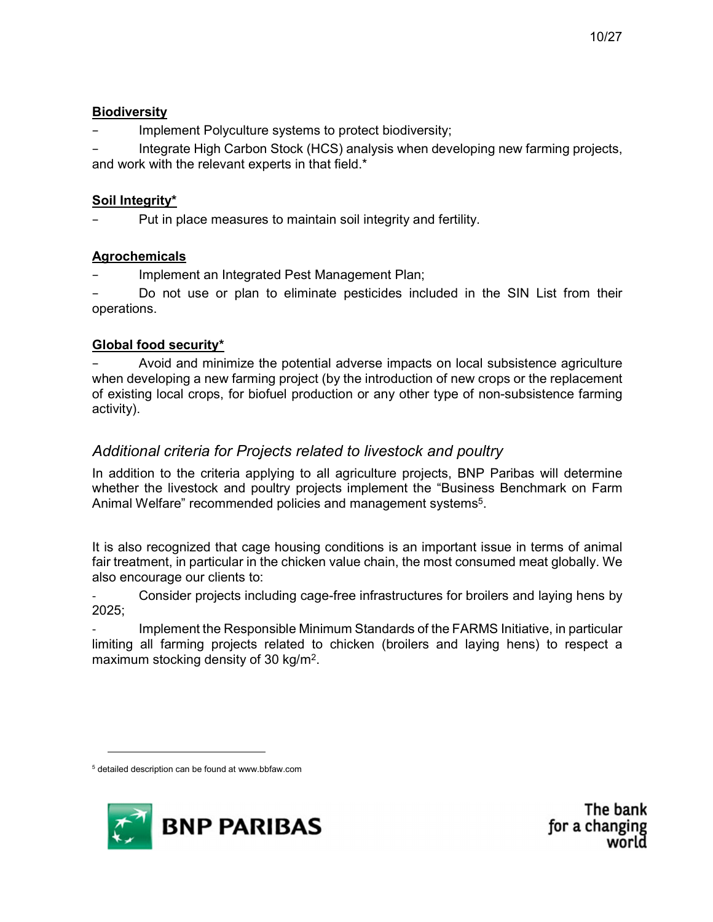**Biodiversity**

- Implement Polyculture systems to protect biodiversity;
- Integrate High Carbon Stock (HCS) analysis when developing new farming projects, and work with the relevant experts in that field.*

**Soil Integrity***

- Put in place measures to maintain soil integrity and fertility.

**Agrochemicals**

- Implement an Integrated Pest Management Plan;
- Do not use or plan to eliminate pesticides included in the SIN List from their operations.

**Global food security***

- Avoid and minimize the potential adverse impacts on local subsistence agriculture when developing a new farming project (by the introduction of new crops or the replacement of existing local crops, for biofuel production or any other type of non-subsistence farming activity).

### *Additional criteria for Projects related to livestock and poultry*

In addition to the criteria applying to all agriculture projects, BNP Paribas will determine whether the livestock and poultry projects implement the "Business Benchmark on Farm Animal Welfare" recommended policies and management systems[5].

It is also recognized that cage housing conditions is an important issue in terms of animal fair treatment, in particular in the chicken value chain, the most consumed meat globally. We also encourage our clients to:

- Consider projects including cage-free infrastructures for broilers and laying hens by 2025;
- Implement the Responsible Minimum Standards of the FARMS Initiative, in particular limiting all farming projects related to chicken (broilers and laying hens) to respect a maximum stocking density of 30 kg/m$^2$.

[5] detailed description can be found at www.bbfaw.com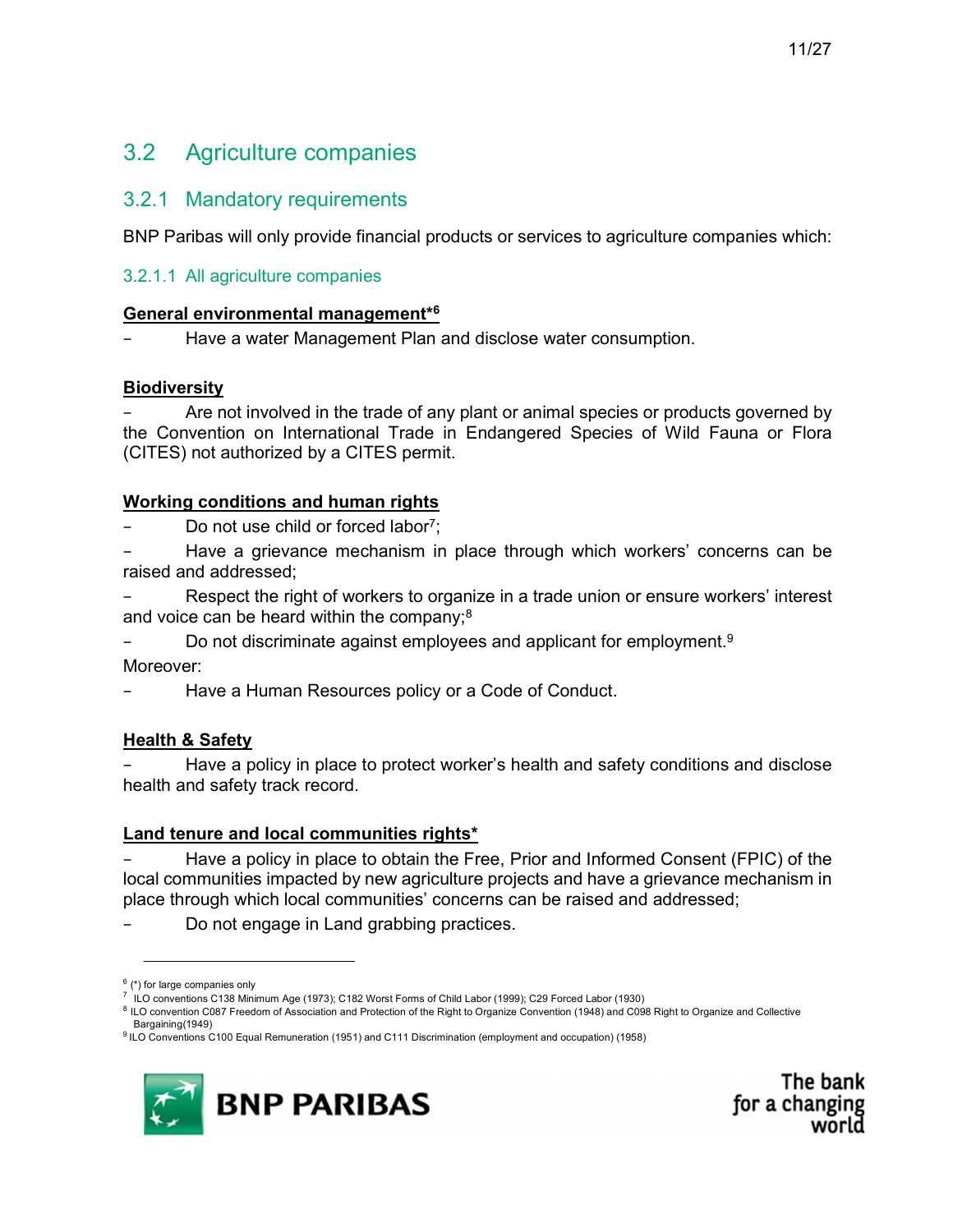## 3.2 Agriculture companies

### 3.2.1 Mandatory requirements

BNP Paribas will only provide financial products or services to agriculture companies which:

#### 3.2.1.1 All agriculture companies

**General environmental management***[6]

- Have a water Management Plan and disclose water consumption.

**Biodiversity**

- Are not involved in the trade of any plant or animal species or products governed by the Convention on International Trade in Endangered Species of Wild Fauna or Flora (CITES) not authorized by a CITES permit.

**Working conditions and human rights**

- Do not use child or forced labor[7];
- Have a grievance mechanism in place through which workers' concerns can be raised and addressed;
- Respect the right of workers to organize in a trade union or ensure workers' interest and voice can be heard within the company;[8]
- Do not discriminate against employees and applicant for employment.[9]

Moreover:

- Have a Human Resources policy or a Code of Conduct.

**Health & Safety**

- Have a policy in place to protect worker's health and safety conditions and disclose health and safety track record.

**Land tenure and local communities rights***

- Have a policy in place to obtain the Free, Prior and Informed Consent (FPIC) of the local communities impacted by new agriculture projects and have a grievance mechanism in place through which local communities' concerns can be raised and addressed;
- Do not engage in Land grabbing practices.

---

[6] (*) for large companies only

[7] ILO conventions C138 Minimum Age (1973); C182 Worst Forms of Child Labor (1999); C29 Forced Labor (1930)

[8] ILO convention C087 Freedom of Association and Protection of the Right to Organize Convention (1948) and C098 Right to Organize and Collective Bargaining(1949)

[9] ILO Conventions C100 Equal Remuneration (1951) and C111 Discrimination (employment and occupation) (1958)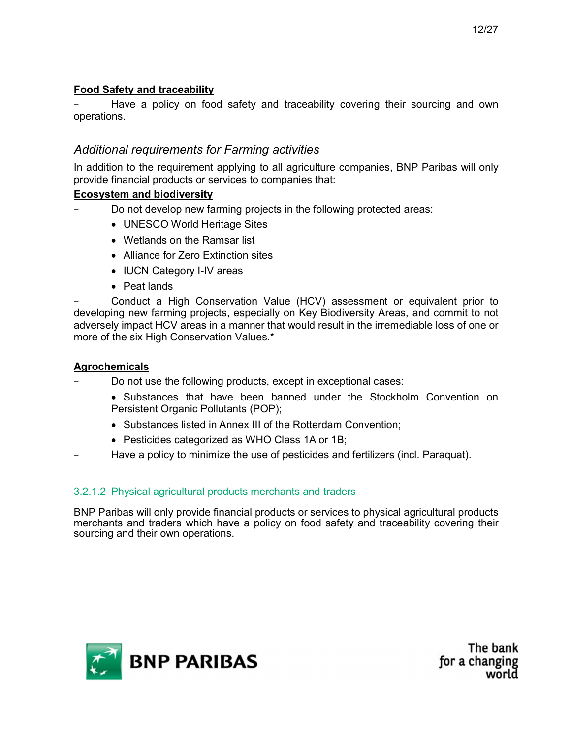**Food Safety and traceability**

- Have a policy on food safety and traceability covering their sourcing and own operations.

### *Additional requirements for Farming activities*

In addition to the requirement applying to all agriculture companies, BNP Paribas will only provide financial products or services to companies that:

**Ecosystem and biodiversity**

- Do not develop new farming projects in the following protected areas:
  - UNESCO World Heritage Sites
  - Wetlands on the Ramsar list
  - Alliance for Zero Extinction sites
  - IUCN Category I-IV areas
  - Peat lands
- Conduct a High Conservation Value (HCV) assessment or equivalent prior to developing new farming projects, especially on Key Biodiversity Areas, and commit to not adversely impact HCV areas in a manner that would result in the irremediable loss of one or more of the six High Conservation Values.*

**Agrochemicals**

- Do not use the following products, except in exceptional cases:
  - Substances that have been banned under the Stockholm Convention on Persistent Organic Pollutants (POP);
  - Substances listed in Annex III of the Rotterdam Convention;
  - Pesticides categorized as WHO Class 1A or 1B;
- Have a policy to minimize the use of pesticides and fertilizers (incl. Paraquat).

#### 3.2.1.2 Physical agricultural products merchants and traders

BNP Paribas will only provide financial products or services to physical agricultural products merchants and traders which have a policy on food safety and traceability covering their sourcing and their own operations.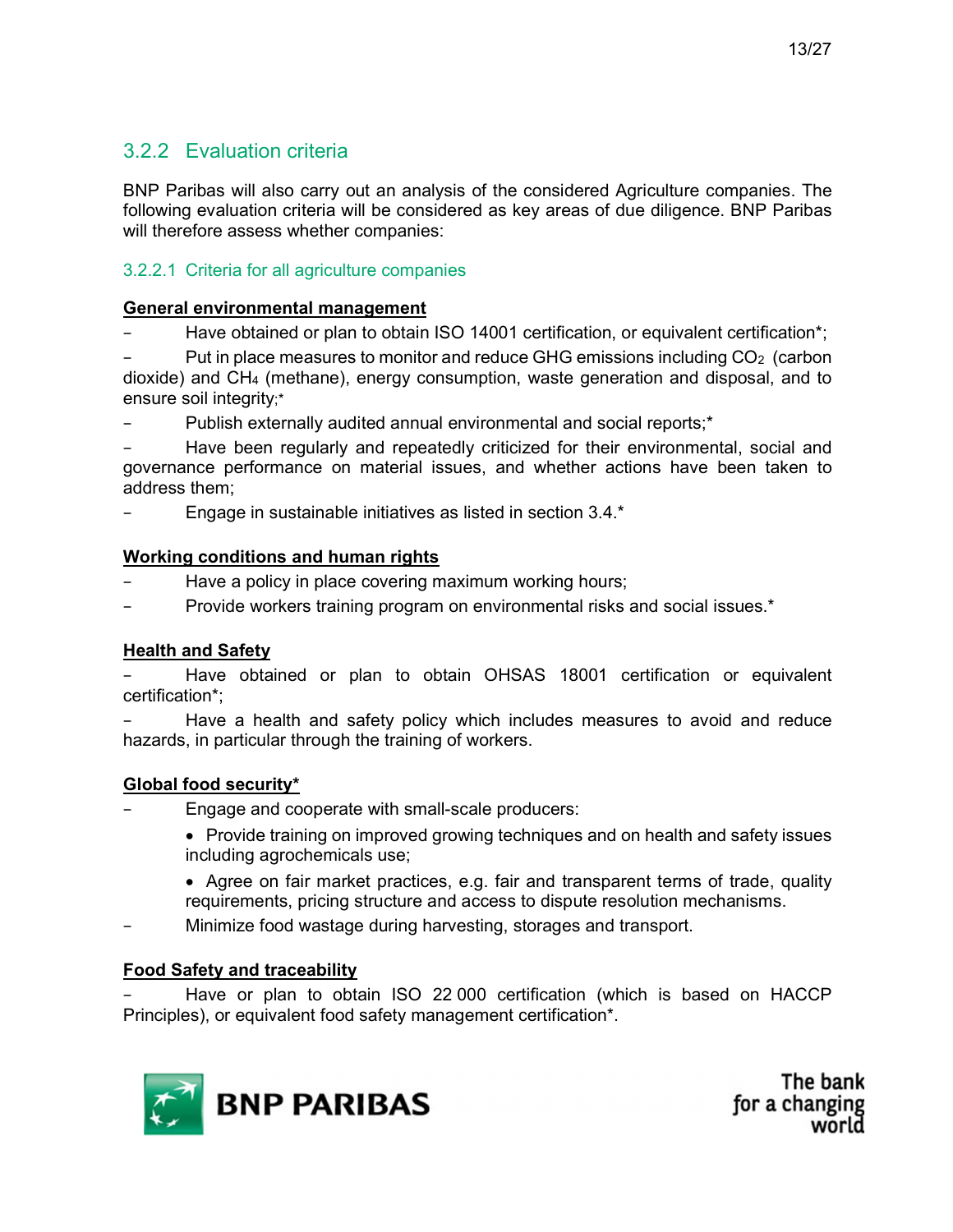### 3.2.2 Evaluation criteria

BNP Paribas will also carry out an analysis of the considered Agriculture companies. The following evaluation criteria will be considered as key areas of due diligence. BNP Paribas will therefore assess whether companies:

#### 3.2.2.1 Criteria for all agriculture companies

**General environmental management**

- Have obtained or plan to obtain ISO 14001 certification, or equivalent certification*;
- Put in place measures to monitor and reduce GHG emissions including $CO_2$ (carbon dioxide) and $CH_4$ (methane), energy consumption, waste generation and disposal, and to ensure soil integrity;*
- Publish externally audited annual environmental and social reports;*
- Have been regularly and repeatedly criticized for their environmental, social and governance performance on material issues, and whether actions have been taken to address them;
- Engage in sustainable initiatives as listed in section 3.4.*

**Working conditions and human rights**

- Have a policy in place covering maximum working hours;
- Provide workers training program on environmental risks and social issues.*

**Health and Safety**

- Have obtained or plan to obtain OHSAS 18001 certification or equivalent certification*;
- Have a health and safety policy which includes measures to avoid and reduce hazards, in particular through the training of workers.

**Global food security***

- Engage and cooperate with small-scale producers:
  - Provide training on improved growing techniques and on health and safety issues including agrochemicals use;
  - Agree on fair market practices, e.g. fair and transparent terms of trade, quality requirements, pricing structure and access to dispute resolution mechanisms.
- Minimize food wastage during harvesting, storages and transport.

**Food Safety and traceability**

- Have or plan to obtain ISO 22 000 certification (which is based on HACCP Principles), or equivalent food safety management certification*.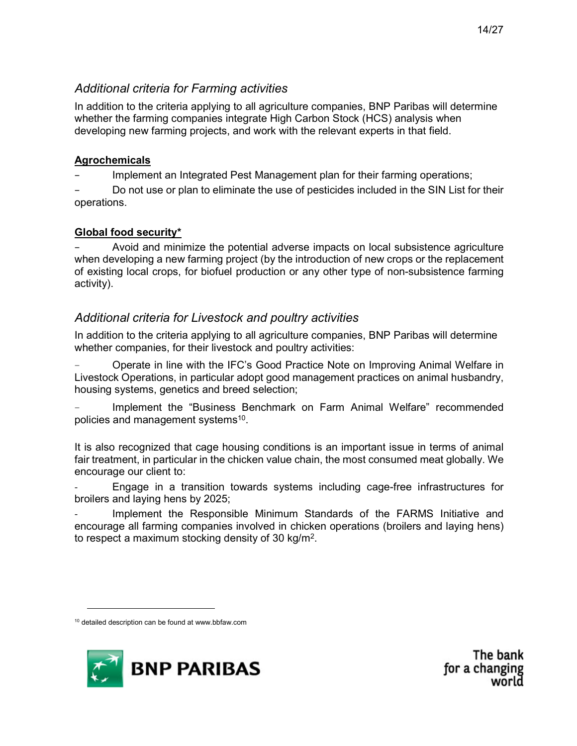### *Additional criteria for Farming activities*

In addition to the criteria applying to all agriculture companies, BNP Paribas will determine whether the farming companies integrate High Carbon Stock (HCS) analysis when developing new farming projects, and work with the relevant experts in that field.

**Agrochemicals**

- Implement an Integrated Pest Management plan for their farming operations;
- Do not use or plan to eliminate the use of pesticides included in the SIN List for their operations.

**Global food security***

- Avoid and minimize the potential adverse impacts on local subsistence agriculture when developing a new farming project (by the introduction of new crops or the replacement of existing local crops, for biofuel production or any other type of non-subsistence farming activity).

### *Additional criteria for Livestock and poultry activities*

In addition to the criteria applying to all agriculture companies, BNP Paribas will determine whether companies, for their livestock and poultry activities:

- Operate in line with the IFC's Good Practice Note on Improving Animal Welfare in Livestock Operations, in particular adopt good management practices on animal husbandry, housing systems, genetics and breed selection;
- Implement the "Business Benchmark on Farm Animal Welfare" recommended policies and management systems[10].

It is also recognized that cage housing conditions is an important issue in terms of animal fair treatment, in particular in the chicken value chain, the most consumed meat globally. We encourage our client to:

- Engage in a transition towards systems including cage-free infrastructures for broilers and laying hens by 2025;
- Implement the Responsible Minimum Standards of the FARMS Initiative and encourage all farming companies involved in chicken operations (broilers and laying hens) to respect a maximum stocking density of 30 kg/m$^2$.

[10] detailed description can be found at www.bbfaw.com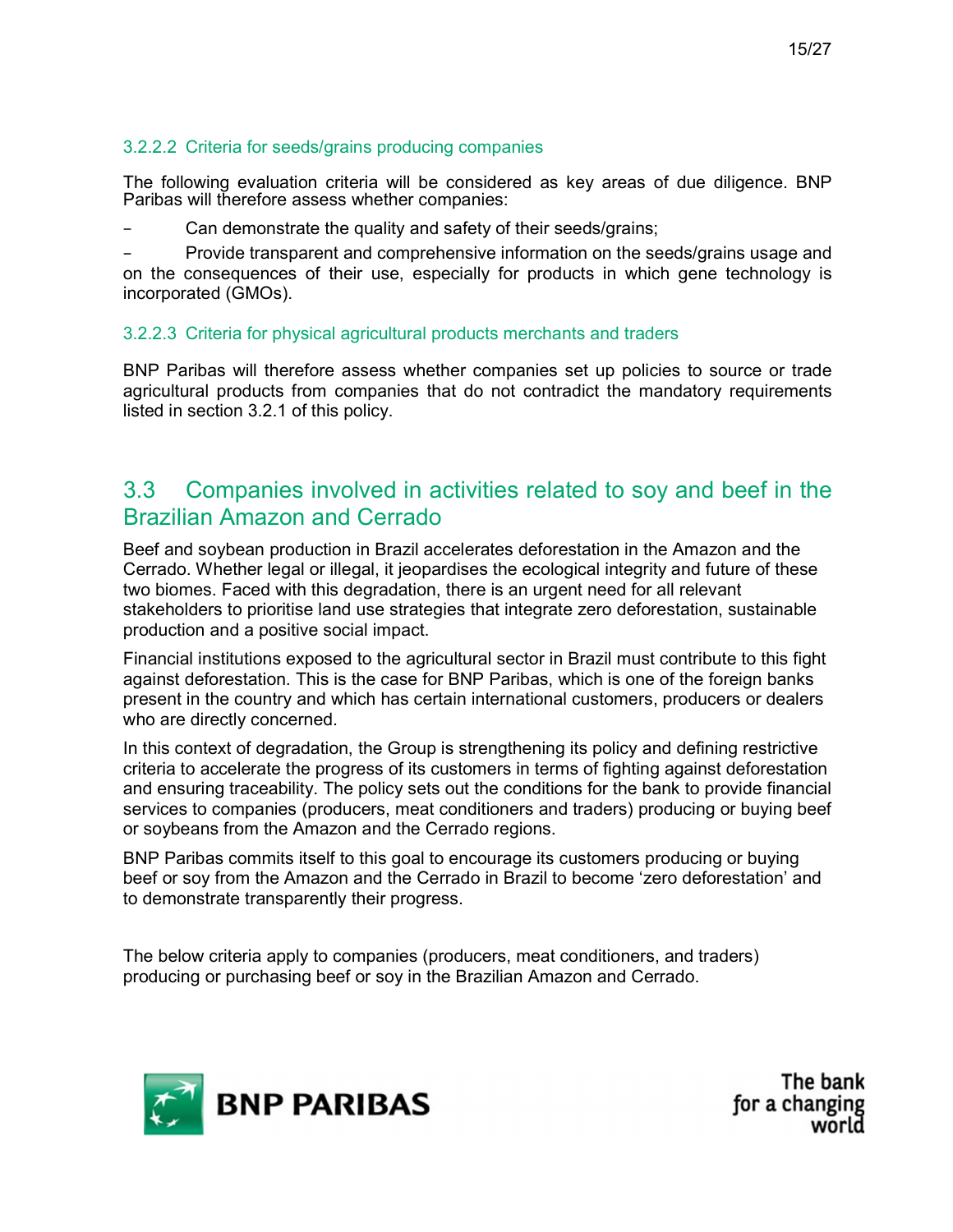#### 3.2.2.2 Criteria for seeds/grains producing companies

The following evaluation criteria will be considered as key areas of due diligence. BNP Paribas will therefore assess whether companies:

- Can demonstrate the quality and safety of their seeds/grains;
- Provide transparent and comprehensive information on the seeds/grains usage and on the consequences of their use, especially for products in which gene technology is incorporated (GMOs).

#### 3.2.2.3 Criteria for physical agricultural products merchants and traders

BNP Paribas will therefore assess whether companies set up policies to source or trade agricultural products from companies that do not contradict the mandatory requirements listed in section 3.2.1 of this policy.

## 3.3 Companies involved in activities related to soy and beef in the Brazilian Amazon and Cerrado

Beef and soybean production in Brazil accelerates deforestation in the Amazon and the Cerrado. Whether legal or illegal, it jeopardises the ecological integrity and future of these two biomes. Faced with this degradation, there is an urgent need for all relevant stakeholders to prioritise land use strategies that integrate zero deforestation, sustainable production and a positive social impact.

Financial institutions exposed to the agricultural sector in Brazil must contribute to this fight against deforestation. This is the case for BNP Paribas, which is one of the foreign banks present in the country and which has certain international customers, producers or dealers who are directly concerned.

In this context of degradation, the Group is strengthening its policy and defining restrictive criteria to accelerate the progress of its customers in terms of fighting against deforestation and ensuring traceability. The policy sets out the conditions for the bank to provide financial services to companies (producers, meat conditioners and traders) producing or buying beef or soybeans from the Amazon and the Cerrado regions.

BNP Paribas commits itself to this goal to encourage its customers producing or buying beef or soy from the Amazon and the Cerrado in Brazil to become 'zero deforestation' and to demonstrate transparently their progress.

The below criteria apply to companies (producers, meat conditioners, and traders) producing or purchasing beef or soy in the Brazilian Amazon and Cerrado.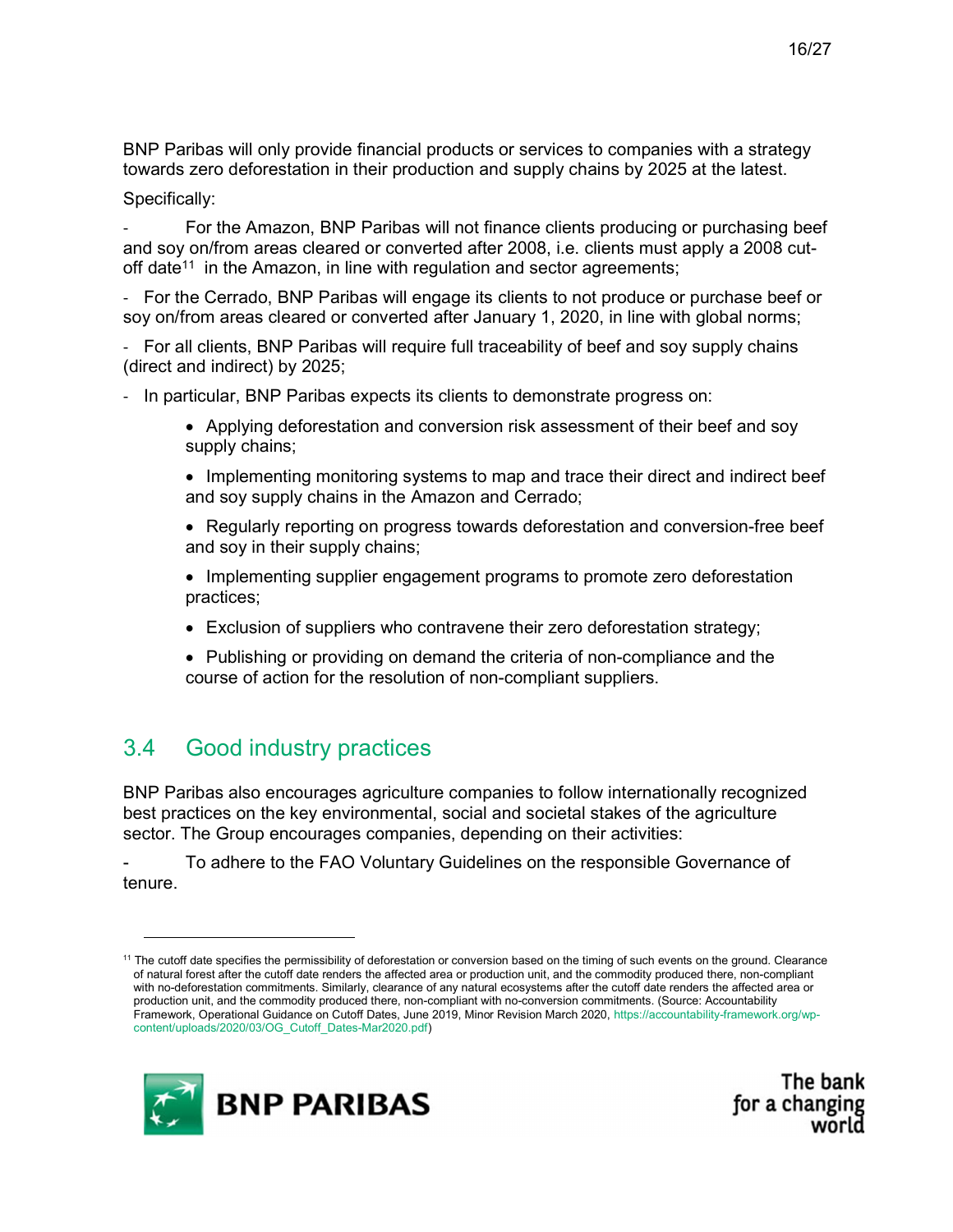BNP Paribas will only provide financial products or services to companies with a strategy towards zero deforestation in their production and supply chains by 2025 at the latest.

Specifically:

- For the Amazon, BNP Paribas will not finance clients producing or purchasing beef and soy on/from areas cleared or converted after 2008, i.e. clients must apply a 2008 cut-off date[11] in the Amazon, in line with regulation and sector agreements;
- For the Cerrado, BNP Paribas will engage its clients to not produce or purchase beef or soy on/from areas cleared or converted after January 1, 2020, in line with global norms;
- For all clients, BNP Paribas will require full traceability of beef and soy supply chains (direct and indirect) by 2025;
- In particular, BNP Paribas expects its clients to demonstrate progress on:
    - Applying deforestation and conversion risk assessment of their beef and soy supply chains;
    - Implementing monitoring systems to map and trace their direct and indirect beef and soy supply chains in the Amazon and Cerrado;
    - Regularly reporting on progress towards deforestation and conversion-free beef and soy in their supply chains;
    - Implementing supplier engagement programs to promote zero deforestation practices;
    - Exclusion of suppliers who contravene their zero deforestation strategy;
    - Publishing or providing on demand the criteria of non-compliance and the course of action for the resolution of non-compliant suppliers.

## 3.4 Good industry practices

BNP Paribas also encourages agriculture companies to follow internationally recognized best practices on the key environmental, social and societal stakes of the agriculture sector. The Group encourages companies, depending on their activities:

- To adhere to the FAO Voluntary Guidelines on the responsible Governance of tenure.

---

[11] The cutoff date specifies the permissibility of deforestation or conversion based on the timing of such events on the ground. Clearance of natural forest after the cutoff date renders the affected area or production unit, and the commodity produced there, non-compliant with no-deforestation commitments. Similarly, clearance of any natural ecosystems after the cutoff date renders the affected area or production unit, and the commodity produced there, non-compliant with no-conversion commitments. (Source: Accountability Framework, Operational Guidance on Cutoff Dates, June 2019, Minor Revision March 2020, https://accountability-framework.org/wp-content/uploads/2020/03/OG_Cutoff_Dates-Mar2020.pdf)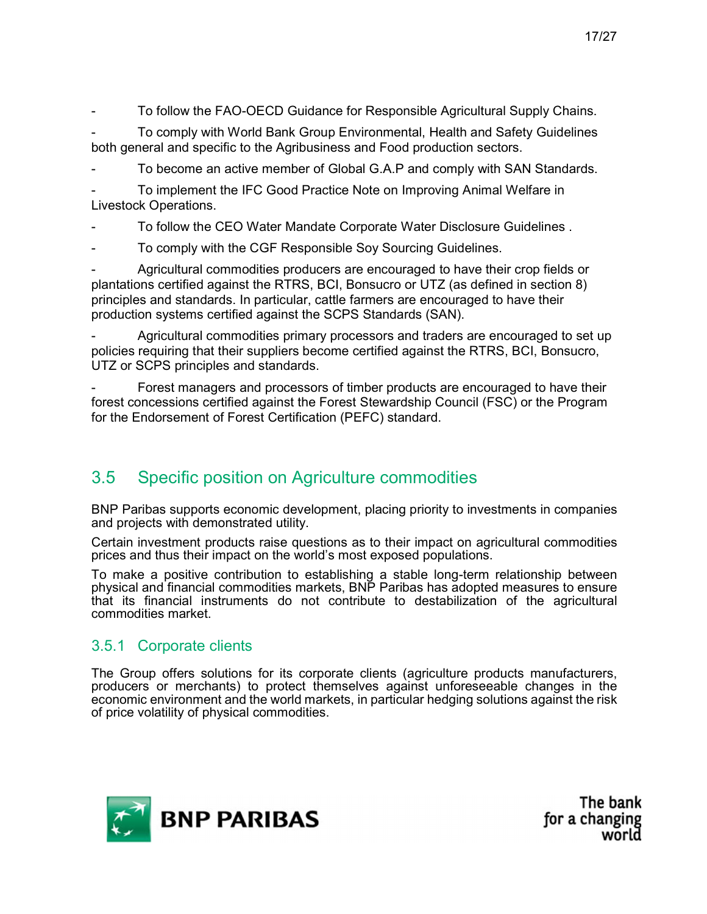- To follow the FAO-OECD Guidance for Responsible Agricultural Supply Chains.
- To comply with World Bank Group Environmental, Health and Safety Guidelines both general and specific to the Agribusiness and Food production sectors.
- To become an active member of Global G.A.P and comply with SAN Standards.
- To implement the IFC Good Practice Note on Improving Animal Welfare in Livestock Operations.
- To follow the CEO Water Mandate Corporate Water Disclosure Guidelines .
- To comply with the CGF Responsible Soy Sourcing Guidelines.
- Agricultural commodities producers are encouraged to have their crop fields or plantations certified against the RTRS, BCI, Bonsucro or UTZ (as defined in section 8) principles and standards. In particular, cattle farmers are encouraged to have their production systems certified against the SCPS Standards (SAN).
- Agricultural commodities primary processors and traders are encouraged to set up policies requiring that their suppliers become certified against the RTRS, BCI, Bonsucro, UTZ or SCPS principles and standards.
- Forest managers and processors of timber products are encouraged to have their forest concessions certified against the Forest Stewardship Council (FSC) or the Program for the Endorsement of Forest Certification (PEFC) standard.

## 3.5 Specific position on Agriculture commodities

BNP Paribas supports economic development, placing priority to investments in companies and projects with demonstrated utility.

Certain investment products raise questions as to their impact on agricultural commodities prices and thus their impact on the world's most exposed populations.

To make a positive contribution to establishing a stable long-term relationship between physical and financial commodities markets, BNP Paribas has adopted measures to ensure that its financial instruments do not contribute to destabilization of the agricultural commodities market.

### 3.5.1 Corporate clients

The Group offers solutions for its corporate clients (agriculture products manufacturers, producers or merchants) to protect themselves against unforeseeable changes in the economic environment and the world markets, in particular hedging solutions against the risk of price volatility of physical commodities.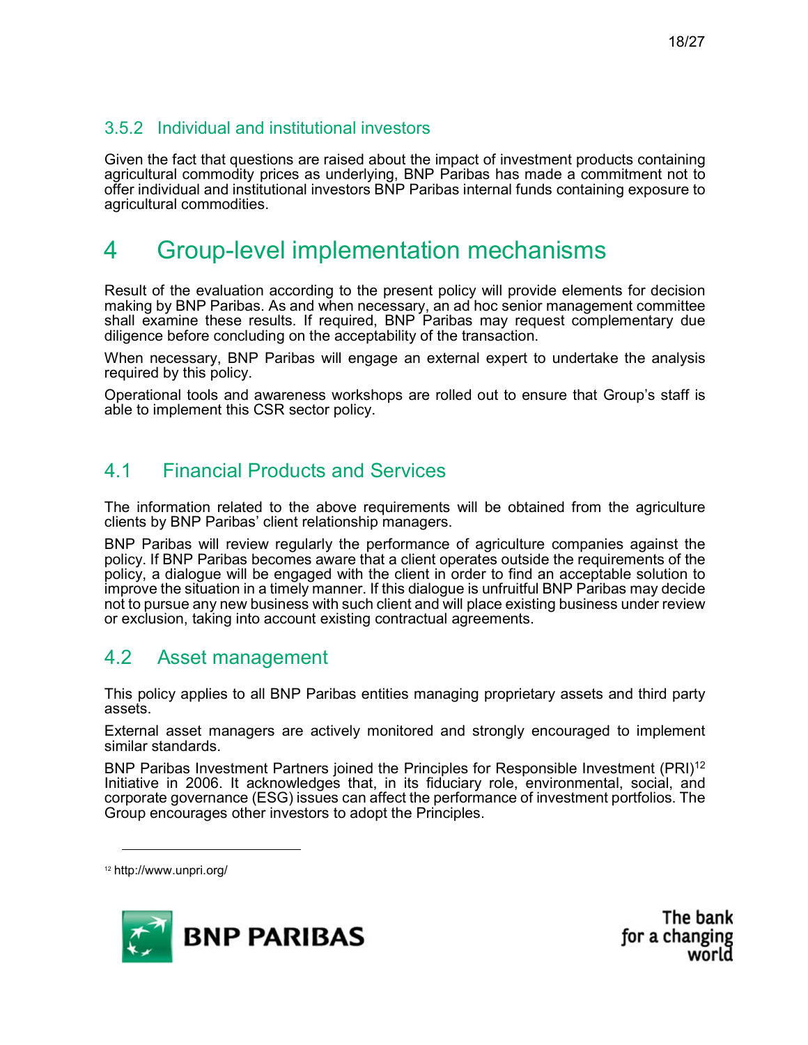### 3.5.2 Individual and institutional investors

Given the fact that questions are raised about the impact of investment products containing agricultural commodity prices as underlying, BNP Paribas has made a commitment not to offer individual and institutional investors BNP Paribas internal funds containing exposure to agricultural commodities.

# 4 Group-level implementation mechanisms

Result of the evaluation according to the present policy will provide elements for decision making by BNP Paribas. As and when necessary, an ad hoc senior management committee shall examine these results. If required, BNP Paribas may request complementary due diligence before concluding on the acceptability of the transaction.

When necessary, BNP Paribas will engage an external expert to undertake the analysis required by this policy.

Operational tools and awareness workshops are rolled out to ensure that Group's staff is able to implement this CSR sector policy.

## 4.1 Financial Products and Services

The information related to the above requirements will be obtained from the agriculture clients by BNP Paribas' client relationship managers.

BNP Paribas will review regularly the performance of agriculture companies against the policy. If BNP Paribas becomes aware that a client operates outside the requirements of the policy, a dialogue will be engaged with the client in order to find an acceptable solution to improve the situation in a timely manner. If this dialogue is unfruitful BNP Paribas may decide not to pursue any new business with such client and will place existing business under review or exclusion, taking into account existing contractual agreements.

## 4.2 Asset management

This policy applies to all BNP Paribas entities managing proprietary assets and third party assets.

External asset managers are actively monitored and strongly encouraged to implement similar standards.

BNP Paribas Investment Partners joined the Principles for Responsible Investment (PRI)[12] Initiative in 2006. It acknowledges that, in its fiduciary role, environmental, social, and corporate governance (ESG) issues can affect the performance of investment portfolios. The Group encourages other investors to adopt the Principles.

[12] http://www.unpri.org/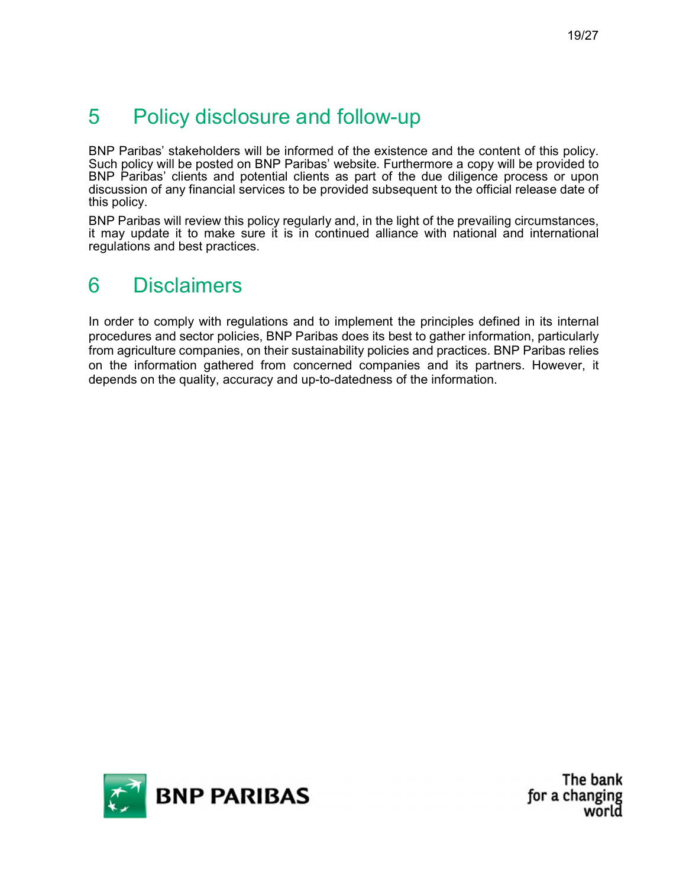# 5 Policy disclosure and follow-up

BNP Paribas' stakeholders will be informed of the existence and the content of this policy. Such policy will be posted on BNP Paribas' website. Furthermore a copy will be provided to BNP Paribas' clients and potential clients as part of the due diligence process or upon discussion of any financial services to be provided subsequent to the official release date of this policy.

BNP Paribas will review this policy regularly and, in the light of the prevailing circumstances, it may update it to make sure it is in continued alliance with national and international regulations and best practices.

# 6 Disclaimers

In order to comply with regulations and to implement the principles defined in its internal procedures and sector policies, BNP Paribas does its best to gather information, particularly from agriculture companies, on their sustainability policies and practices. BNP Paribas relies on the information gathered from concerned companies and its partners. However, it depends on the quality, accuracy and up-to-datedness of the information.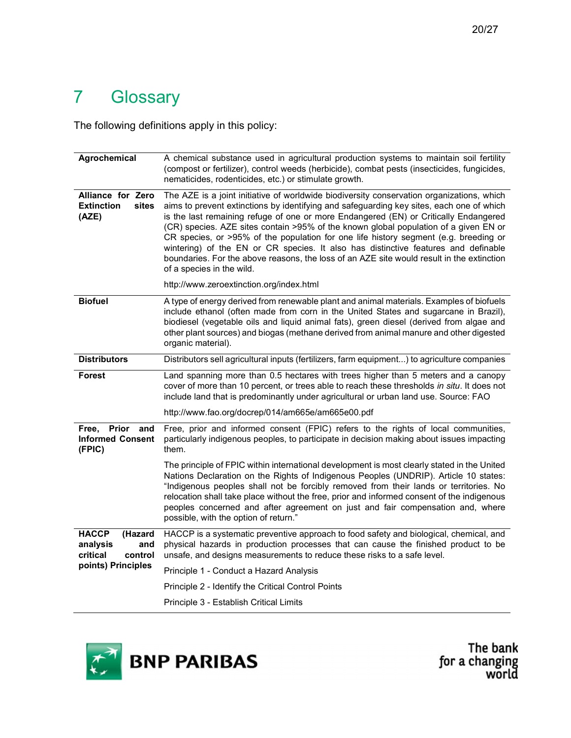# 7 Glossary

The following definitions apply in this policy:

| Term | Definition |
|---|---|
| **Agrochemical** | A chemical substance used in agricultural production systems to maintain soil fertility (compost or fertilizer), control weeds (herbicide), combat pests (insecticides, fungicides, nematicides, rodenticides, etc.) or stimulate growth. |
| **Alliance for Zero Extinction sites (AZE)** | The AZE is a joint initiative of worldwide biodiversity conservation organizations, which aims to prevent extinctions by identifying and safeguarding key sites, each one of which is the last remaining refuge of one or more Endangered (EN) or Critically Endangered (CR) species. AZE sites contain >95% of the known global population of a given EN or CR species, or >95% of the population for one life history segment (e.g. breeding or wintering) of the EN or CR species. It also has distinctive features and definable boundaries. For the above reasons, the loss of an AZE site would result in the extinction of a species in the wild.<br><br>http://www.zeroextinction.org/index.html |
| **Biofuel** | A type of energy derived from renewable plant and animal materials. Examples of biofuels include ethanol (often made from corn in the United States and sugarcane in Brazil), biodiesel (vegetable oils and liquid animal fats), green diesel (derived from algae and other plant sources) and biogas (methane derived from animal manure and other digested organic material). |
| **Distributors** | Distributors sell agricultural inputs (fertilizers, farm equipment...) to agriculture companies |
| **Forest** | Land spanning more than 0.5 hectares with trees higher than 5 meters and a canopy cover of more than 10 percent, or trees able to reach these thresholds *in situ*. It does not include land that is predominantly under agricultural or urban land use. Source: FAO<br><br>http://www.fao.org/docrep/014/am665e/am665e00.pdf |
| **Free, Prior and Informed Consent (FPIC)** | Free, prior and informed consent (FPIC) refers to the rights of local communities, particularly indigenous peoples, to participate in decision making about issues impacting them.<br><br>The principle of FPIC within international development is most clearly stated in the United Nations Declaration on the Rights of Indigenous Peoples (UNDRIP). Article 10 states: “Indigenous peoples shall not be forcibly removed from their lands or territories. No relocation shall take place without the free, prior and informed consent of the indigenous peoples concerned and after agreement on just and fair compensation and, where possible, with the option of return.” |
| **HACCP (Hazard analysis and critical control points) Principles** | HACCP is a systematic preventive approach to food safety and biological, chemical, and physical hazards in production processes that can cause the finished product to be unsafe, and designs measurements to reduce these risks to a safe level.<br><br>Principle 1 - Conduct a Hazard Analysis<br><br>Principle 2 - Identify the Critical Control Points<br><br>Principle 3 - Establish Critical Limits |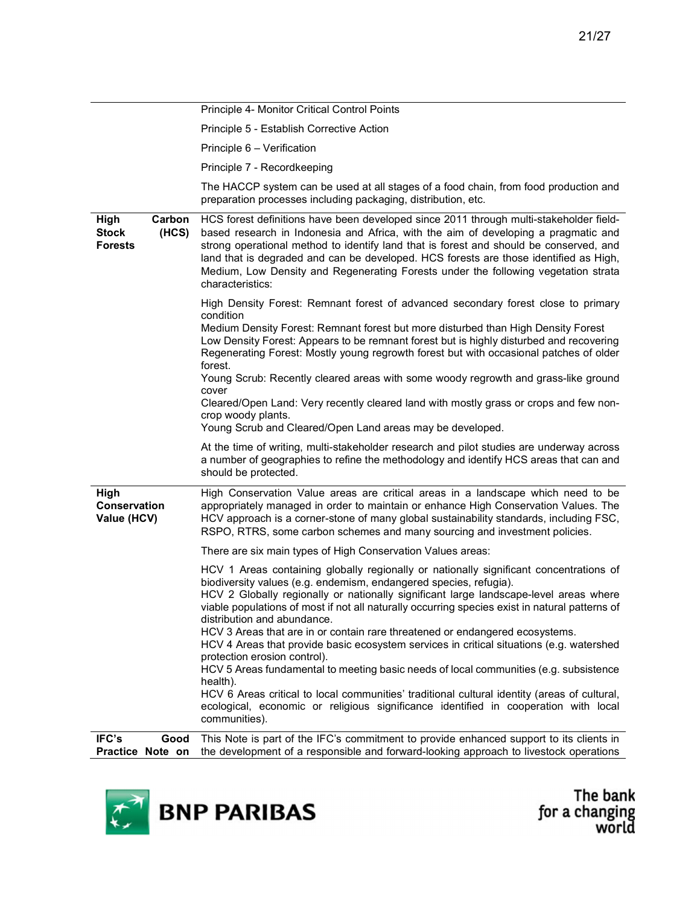| | |
|---|---|
| | Principle 4- Monitor Critical Control Points<br><br>Principle 5 - Establish Corrective Action<br><br>Principle 6 – Verification<br><br>Principle 7 - Recordkeeping<br><br>The HACCP system can be used at all stages of a food chain, from food production and preparation processes including packaging, distribution, etc. |
| **High Carbon Stock (HCS) Forests** | HCS forest definitions have been developed since 2011 through multi-stakeholder field-based research in Indonesia and Africa, with the aim of developing a pragmatic and strong operational method to identify land that is forest and should be conserved, and land that is degraded and can be developed. HCS forests are those identified as High, Medium, Low Density and Regenerating Forests under the following vegetation strata characteristics:<br><br>High Density Forest: Remnant forest of advanced secondary forest close to primary condition<br>Medium Density Forest: Remnant forest but more disturbed than High Density Forest<br>Low Density Forest: Appears to be remnant forest but is highly disturbed and recovering<br>Regenerating Forest: Mostly young regrowth forest but with occasional patches of older forest.<br>Young Scrub: Recently cleared areas with some woody regrowth and grass-like ground cover<br>Cleared/Open Land: Very recently cleared land with mostly grass or crops and few non-crop woody plants.<br>Young Scrub and Cleared/Open Land areas may be developed.<br><br>At the time of writing, multi-stakeholder research and pilot studies are underway across a number of geographies to refine the methodology and identify HCS areas that can and should be protected. |
| **High Conservation Value (HCV)** | High Conservation Value areas are critical areas in a landscape which need to be appropriately managed in order to maintain or enhance High Conservation Values. The HCV approach is a corner-stone of many global sustainability standards, including FSC, RSPO, RTRS, some carbon schemes and many sourcing and investment policies.<br><br>There are six main types of High Conservation Values areas:<br><br>HCV 1 Areas containing globally regionally or nationally significant concentrations of biodiversity values (e.g. endemism, endangered species, refugia).<br>HCV 2 Globally regionally or nationally significant large landscape-level areas where viable populations of most if not all naturally occurring species exist in natural patterns of distribution and abundance.<br>HCV 3 Areas that are in or contain rare threatened or endangered ecosystems.<br>HCV 4 Areas that provide basic ecosystem services in critical situations (e.g. watershed protection erosion control).<br>HCV 5 Areas fundamental to meeting basic needs of local communities (e.g. subsistence health).<br>HCV 6 Areas critical to local communities' traditional cultural identity (areas of cultural, ecological, economic or religious significance identified in cooperation with local communities). |
| **IFC's Good Practice Note on** | This Note is part of the IFC's commitment to provide enhanced support to its clients in the development of a responsible and forward-looking approach to livestock operations |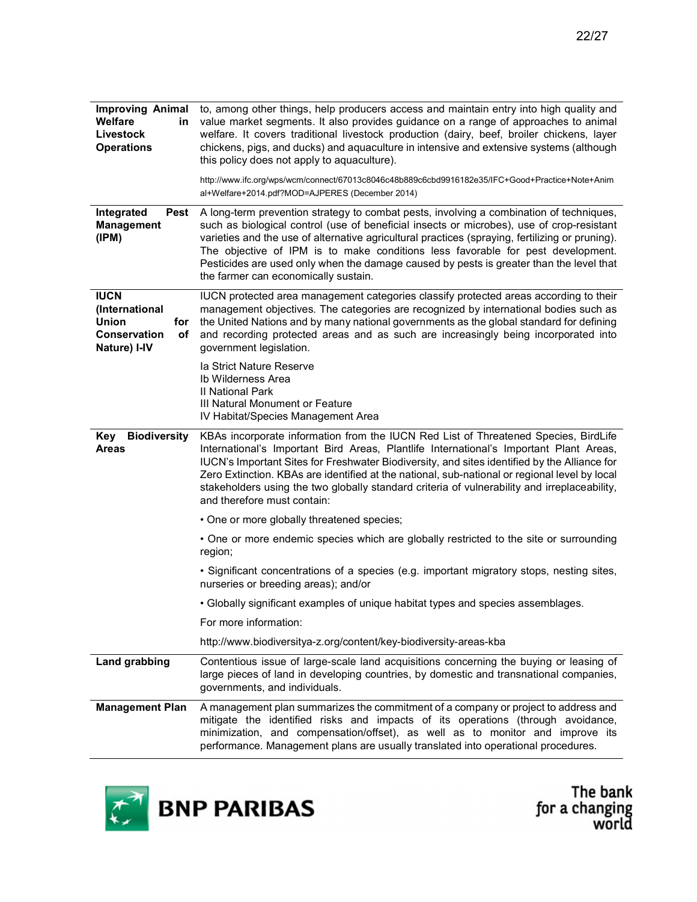| | |
|---|---|
| **Improving Animal Welfare in Livestock Operations** | to, among other things, help producers access and maintain entry into high quality and value market segments. It also provides guidance on a range of approaches to animal welfare. It covers traditional livestock production (dairy, beef, broiler chickens, layer chickens, pigs, and ducks) and aquaculture in intensive and extensive systems (although this policy does not apply to aquaculture).<br><br>http://www.ifc.org/wps/wcm/connect/67013c8046c48b889c6cbd9916182e35/IFC+Good+Practice+Note+Animal+Welfare+2014.pdf?MOD=AJPERES (December 2014) |
| **Integrated Pest Management (IPM)** | A long-term prevention strategy to combat pests, involving a combination of techniques, such as biological control (use of beneficial insects or microbes), use of crop-resistant varieties and the use of alternative agricultural practices (spraying, fertilizing or pruning). The objective of IPM is to make conditions less favorable for pest development. Pesticides are used only when the damage caused by pests is greater than the level that the farmer can economically sustain. |
| **IUCN (International Union for Conservation of Nature) I-IV** | IUCN protected area management categories classify protected areas according to their management objectives. The categories are recognized by international bodies such as the United Nations and by many national governments as the global standard for defining and recording protected areas and as such are increasingly being incorporated into government legislation.<br><br>Ia Strict Nature Reserve<br>Ib Wilderness Area<br>II National Park<br>III Natural Monument or Feature<br>IV Habitat/Species Management Area |
| **Key Biodiversity Areas** | KBAs incorporate information from the IUCN Red List of Threatened Species, BirdLife International's Important Bird Areas, Plantlife International's Important Plant Areas, IUCN's Important Sites for Freshwater Biodiversity, and sites identified by the Alliance for Zero Extinction. KBAs are identified at the national, sub-national or regional level by local stakeholders using the two globally standard criteria of vulnerability and irreplaceability, and therefore must contain:<br><br>• One or more globally threatened species;<br><br>• One or more endemic species which are globally restricted to the site or surrounding region;<br><br>• Significant concentrations of a species (e.g. important migratory stops, nesting sites, nurseries or breeding areas); and/or<br><br>• Globally significant examples of unique habitat types and species assemblages.<br><br>For more information:<br><br>http://www.biodiversitya-z.org/content/key-biodiversity-areas-kba |
| **Land grabbing** | Contentious issue of large-scale land acquisitions concerning the buying or leasing of large pieces of land in developing countries, by domestic and transnational companies, governments, and individuals. |
| **Management Plan** | A management plan summarizes the commitment of a company or project to address and mitigate the identified risks and impacts of its operations (through avoidance, minimization, and compensation/offset), as well as to monitor and improve its performance. Management plans are usually translated into operational procedures. |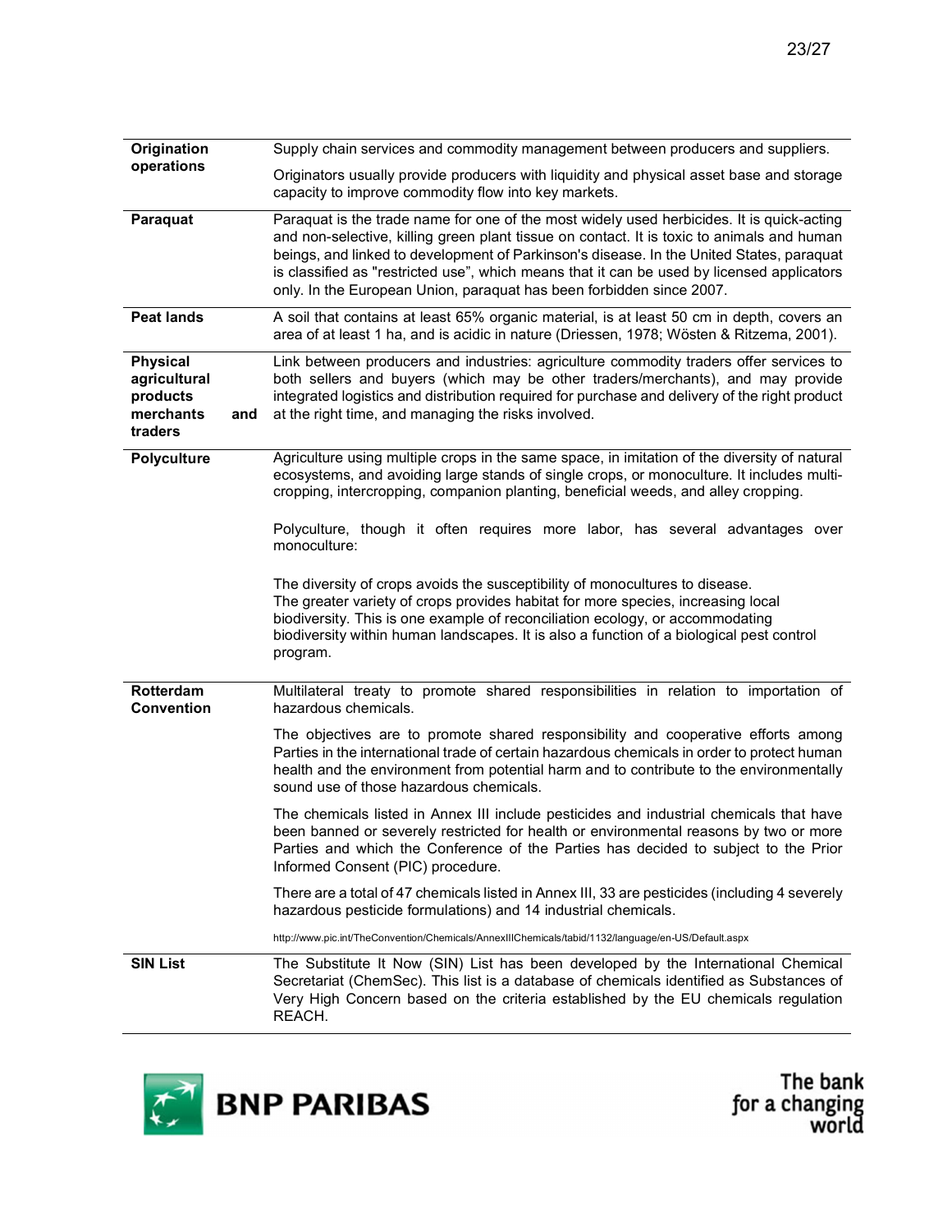| | |
|---|---|
| **Origination operations** | Supply chain services and commodity management between producers and suppliers.<br><br>Originators usually provide producers with liquidity and physical asset base and storage capacity to improve commodity flow into key markets. |
| **Paraquat** | Paraquat is the trade name for one of the most widely used herbicides. It is quick-acting and non-selective, killing green plant tissue on contact. It is toxic to animals and human beings, and linked to development of Parkinson's disease. In the United States, paraquat is classified as "restricted use", which means that it can be used by licensed applicators only. In the European Union, paraquat has been forbidden since 2007. |
| **Peat lands** | A soil that contains at least 65% organic material, is at least 50 cm in depth, covers an area of at least 1 ha, and is acidic in nature (Driessen, 1978; Wösten & Ritzema, 2001). |
| **Physical agricultural products merchants and traders** | Link between producers and industries: agriculture commodity traders offer services to both sellers and buyers (which may be other traders/merchants), and may provide integrated logistics and distribution required for purchase and delivery of the right product at the right time, and managing the risks involved. |
| **Polyculture** | Agriculture using multiple crops in the same space, in imitation of the diversity of natural ecosystems, and avoiding large stands of single crops, or monoculture. It includes multi-cropping, intercropping, companion planting, beneficial weeds, and alley cropping.<br><br>Polyculture, though it often requires more labor, has several advantages over monoculture:<br><br>The diversity of crops avoids the susceptibility of monocultures to disease.<br>The greater variety of crops provides habitat for more species, increasing local biodiversity. This is one example of reconciliation ecology, or accommodating biodiversity within human landscapes. It is also a function of a biological pest control program. |
| **Rotterdam Convention** | Multilateral treaty to promote shared responsibilities in relation to importation of hazardous chemicals.<br><br>The objectives are to promote shared responsibility and cooperative efforts among Parties in the international trade of certain hazardous chemicals in order to protect human health and the environment from potential harm and to contribute to the environmentally sound use of those hazardous chemicals.<br><br>The chemicals listed in Annex III include pesticides and industrial chemicals that have been banned or severely restricted for health or environmental reasons by two or more Parties and which the Conference of the Parties has decided to subject to the Prior Informed Consent (PIC) procedure.<br><br>There are a total of 47 chemicals listed in Annex III, 33 are pesticides (including 4 severely hazardous pesticide formulations) and 14 industrial chemicals.<br><br>http://www.pic.int/TheConvention/Chemicals/AnnexIIIChemicals/tabid/1132/language/en-US/Default.aspx |
| **SIN List** | The Substitute It Now (SIN) List has been developed by the International Chemical Secretariat (ChemSec). This list is a database of chemicals identified as Substances of Very High Concern based on the criteria established by the EU chemicals regulation REACH. |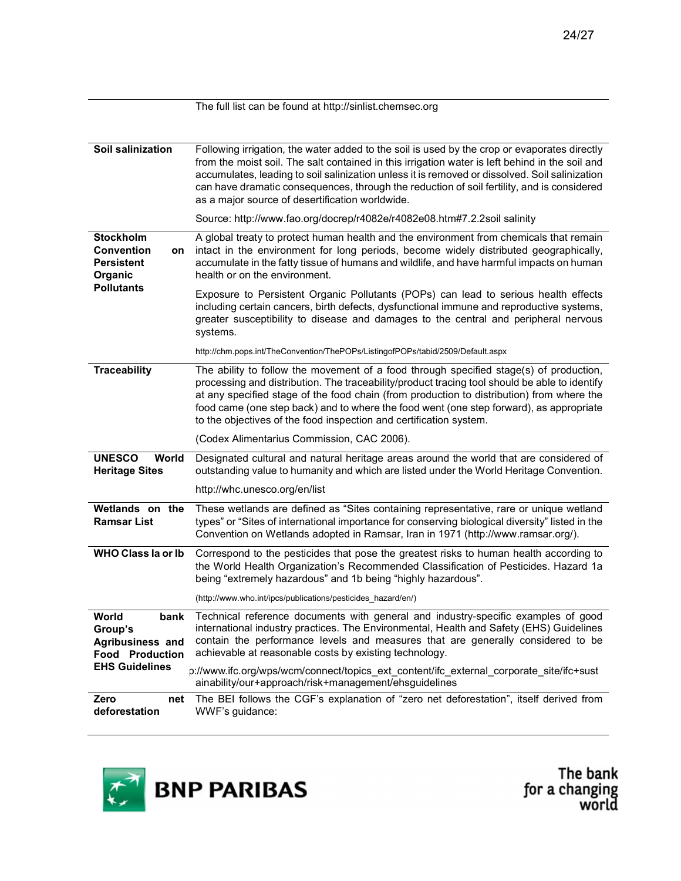| | The full list can be found at http://sinlist.chemsec.org |
|---|---|

| | |
|---|---|
| **Soil salinization** | Following irrigation, the water added to the soil is used by the crop or evaporates directly from the moist soil. The salt contained in this irrigation water is left behind in the soil and accumulates, leading to soil salinization unless it is removed or dissolved. Soil salinization can have dramatic consequences, through the reduction of soil fertility, and is considered as a major source of desertification worldwide.<br><br>Source: http://www.fao.org/docrep/r4082e/r4082e08.htm#7.2.2soil salinity |
| **Stockholm Convention on Persistent Organic Pollutants** | A global treaty to protect human health and the environment from chemicals that remain intact in the environment for long periods, become widely distributed geographically, accumulate in the fatty tissue of humans and wildlife, and have harmful impacts on human health or on the environment.<br><br>Exposure to Persistent Organic Pollutants (POPs) can lead to serious health effects including certain cancers, birth defects, dysfunctional immune and reproductive systems, greater susceptibility to disease and damages to the central and peripheral nervous systems.<br><br>http://chm.pops.int/TheConvention/ThePOPs/ListingofPOPs/tabid/2509/Default.aspx |
| **Traceability** | The ability to follow the movement of a food through specified stage(s) of production, processing and distribution. The traceability/product tracing tool should be able to identify at any specified stage of the food chain (from production to distribution) from where the food came (one step back) and to where the food went (one step forward), as appropriate to the objectives of the food inspection and certification system.<br><br>(Codex Alimentarius Commission, CAC 2006). |
| **UNESCO World Heritage Sites** | Designated cultural and natural heritage areas around the world that are considered of outstanding value to humanity and which are listed under the World Heritage Convention.<br><br>http://whc.unesco.org/en/list |
| **Wetlands on the Ramsar List** | These wetlands are defined as “Sites containing representative, rare or unique wetland types” or “Sites of international importance for conserving biological diversity” listed in the Convention on Wetlands adopted in Ramsar, Iran in 1971 (http://www.ramsar.org/). |
| **WHO Class Ia or Ib** | Correspond to the pesticides that pose the greatest risks to human health according to the World Health Organization’s Recommended Classification of Pesticides. Hazard 1a being “extremely hazardous” and 1b being “highly hazardous”.<br><br>(http://www.who.int/ipcs/publications/pesticides_hazard/en/) |
| **World bank Group’s Agribusiness and Food Production EHS Guidelines** | Technical reference documents with general and industry-specific examples of good international industry practices. The Environmental, Health and Safety (EHS) Guidelines contain the performance levels and measures that are generally considered to be achievable at reasonable costs by existing technology.<br><br>p://www.ifc.org/wps/wcm/connect/topics_ext_content/ifc_external_corporate_site/ifc+sustainability/our+approach/risk+management/ehsguidelines |
| **Zero net deforestation** | The BEI follows the CGF’s explanation of “zero net deforestation”, itself derived from WWF’s guidance: |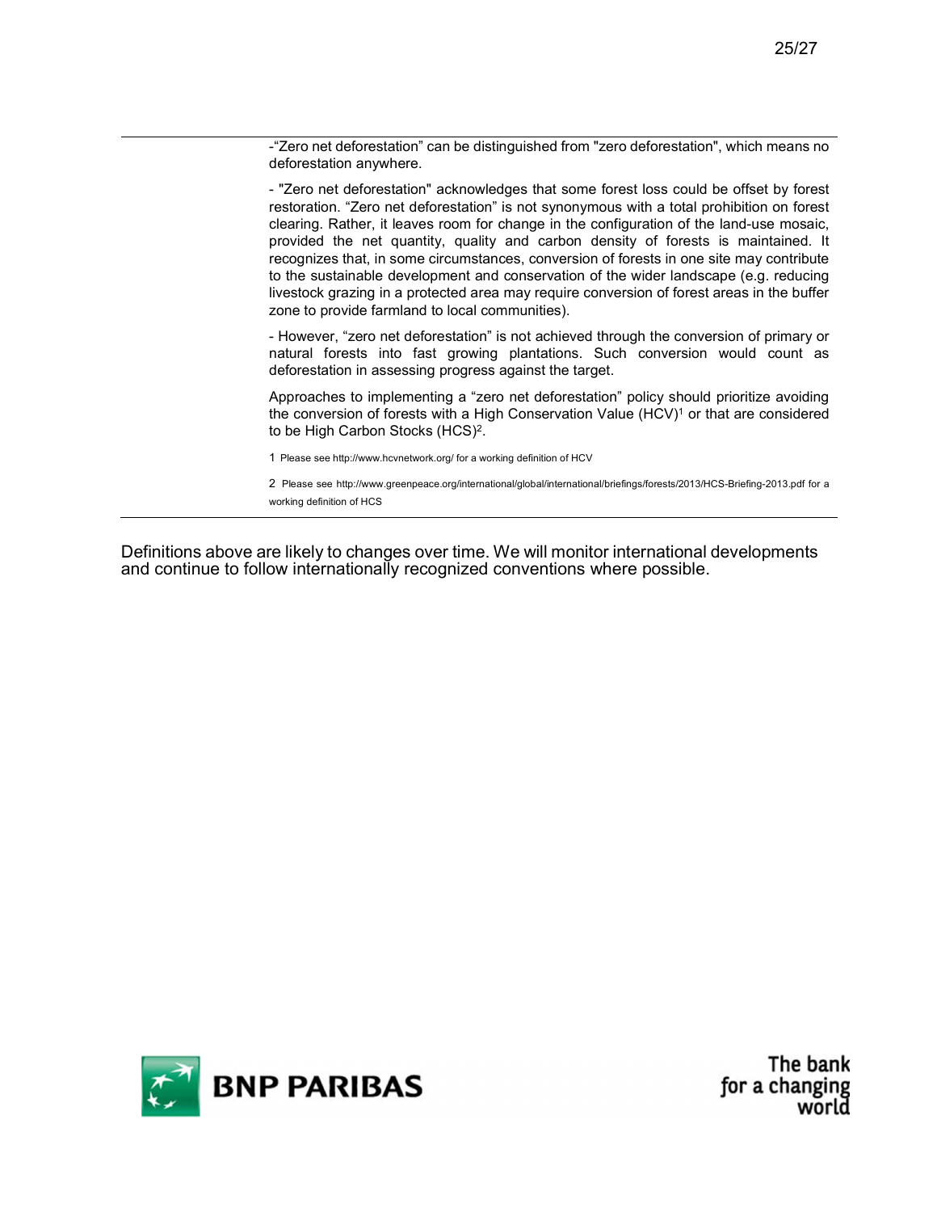-"Zero net deforestation" can be distinguished from "zero deforestation", which means no deforestation anywhere.

- "Zero net deforestation" acknowledges that some forest loss could be offset by forest restoration. "Zero net deforestation" is not synonymous with a total prohibition on forest clearing. Rather, it leaves room for change in the configuration of the land-use mosaic, provided the net quantity, quality and carbon density of forests is maintained. It recognizes that, in some circumstances, conversion of forests in one site may contribute to the sustainable development and conservation of the wider landscape (e.g. reducing livestock grazing in a protected area may require conversion of forest areas in the buffer zone to provide farmland to local communities).

- However, "zero net deforestation" is not achieved through the conversion of primary or natural forests into fast growing plantations. Such conversion would count as deforestation in assessing progress against the target.

Approaches to implementing a "zero net deforestation" policy should prioritize avoiding the conversion of forests with a High Conservation Value (HCV)[1] or that are considered to be High Carbon Stocks (HCS)[2].

1 Please see http://www.hcvnetwork.org/ for a working definition of HCV

2 Please see http://www.greenpeace.org/international/global/international/briefings/forests/2013/HCS-Briefing-2013.pdf for a working definition of HCS

Definitions above are likely to changes over time. We will monitor international developments and continue to follow internationally recognized conventions where possible.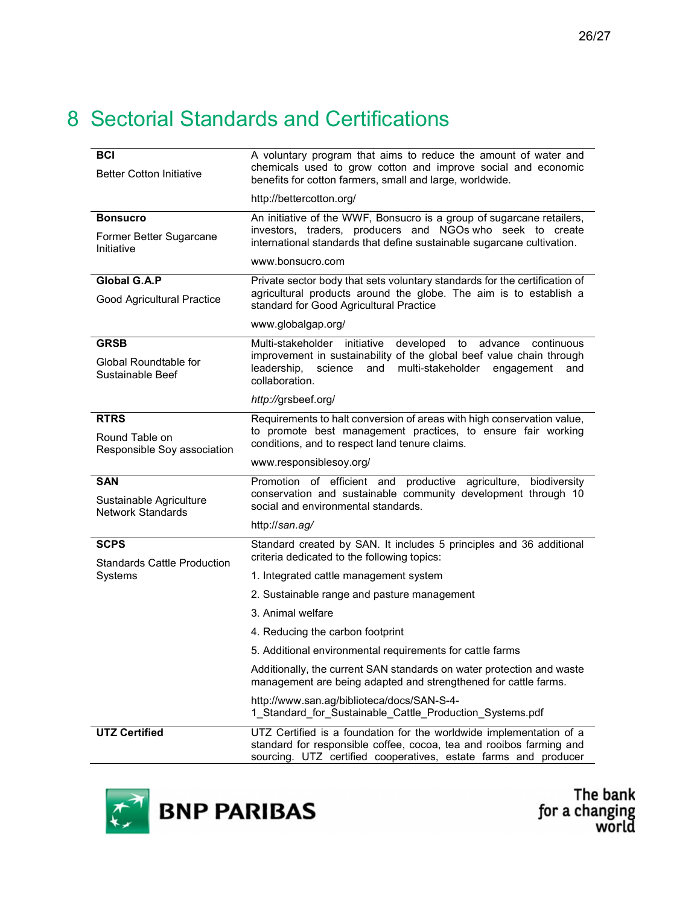# 8 Sectorial Standards and Certifications

| | |
|---|---|
| **BCI**<br><br>Better Cotton Initiative | A voluntary program that aims to reduce the amount of water and chemicals used to grow cotton and improve social and economic benefits for cotton farmers, small and large, worldwide.<br><br>http://bettercotton.org/ |
| **Bonsucro**<br><br>Former Better Sugarcane Initiative | An initiative of the WWF, Bonsucro is a group of sugarcane retailers, investors, traders, producers and NGOs who seek to create international standards that define sustainable sugarcane cultivation.<br><br>www.bonsucro.com |
| **Global G.A.P**<br><br>Good Agricultural Practice | Private sector body that sets voluntary standards for the certification of agricultural products around the globe. The aim is to establish a standard for Good Agricultural Practice<br><br>www.globalgap.org/ |
| **GRSB**<br><br>Global Roundtable for Sustainable Beef | Multi-stakeholder initiative developed to advance continuous improvement in sustainability of the global beef value chain through leadership, science and multi-stakeholder engagement and collaboration.<br><br>*http://*grsbeef.org/ |
| **RTRS**<br><br>Round Table on Responsible Soy association | Requirements to halt conversion of areas with high conservation value, to promote best management practices, to ensure fair working conditions, and to respect land tenure claims.<br><br>www.responsiblesoy.org/ |
| **SAN**<br><br>Sustainable Agriculture Network Standards | Promotion of efficient and productive agriculture, biodiversity conservation and sustainable community development through 10 social and environmental standards.<br><br>http://*san.ag/* |
| **SCPS**<br><br>Standards Cattle Production Systems | Standard created by SAN. It includes 5 principles and 36 additional criteria dedicated to the following topics:<br><br>1. Integrated cattle management system<br><br>2. Sustainable range and pasture management<br><br>3. Animal welfare<br><br>4. Reducing the carbon footprint<br><br>5. Additional environmental requirements for cattle farms<br><br>Additionally, the current SAN standards on water protection and waste management are being adapted and strengthened for cattle farms.<br><br>http://www.san.ag/biblioteca/docs/SAN-S-4-1_Standard_for_Sustainable_Cattle_Production_Systems.pdf |
| **UTZ Certified** | UTZ Certified is a foundation for the worldwide implementation of a standard for responsible coffee, cocoa, tea and rooibos farming and sourcing. UTZ certified cooperatives, estate farms and producer |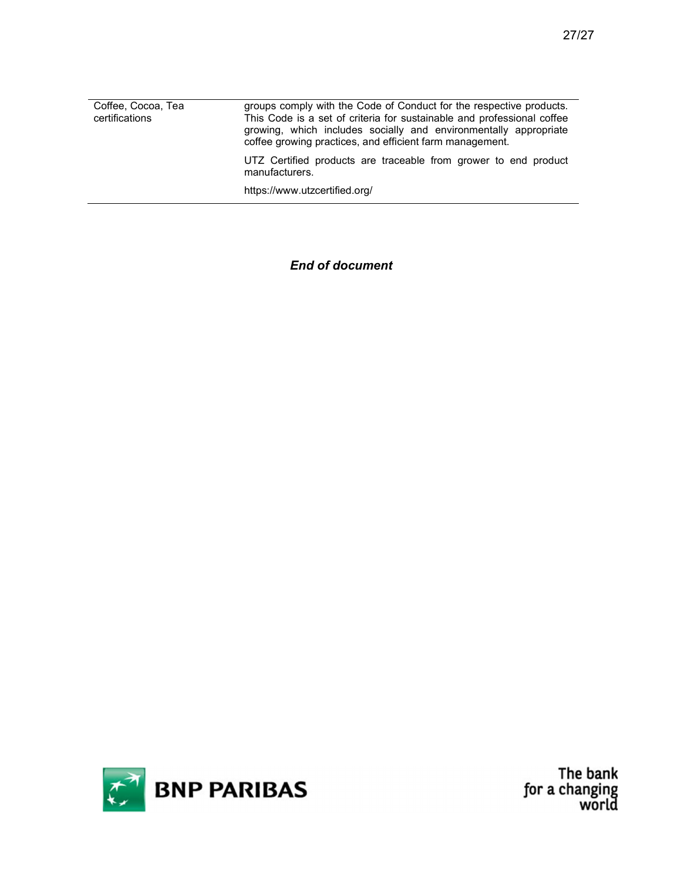| | |
|---|---|
| Coffee, Cocoa, Tea certifications | groups comply with the Code of Conduct for the respective products. This Code is a set of criteria for sustainable and professional coffee growing, which includes socially and environmentally appropriate coffee growing practices, and efficient farm management.<br><br>UTZ Certified products are traceable from grower to end product manufacturers.<br><br>https://www.utzcertified.org/ |

***End of document***